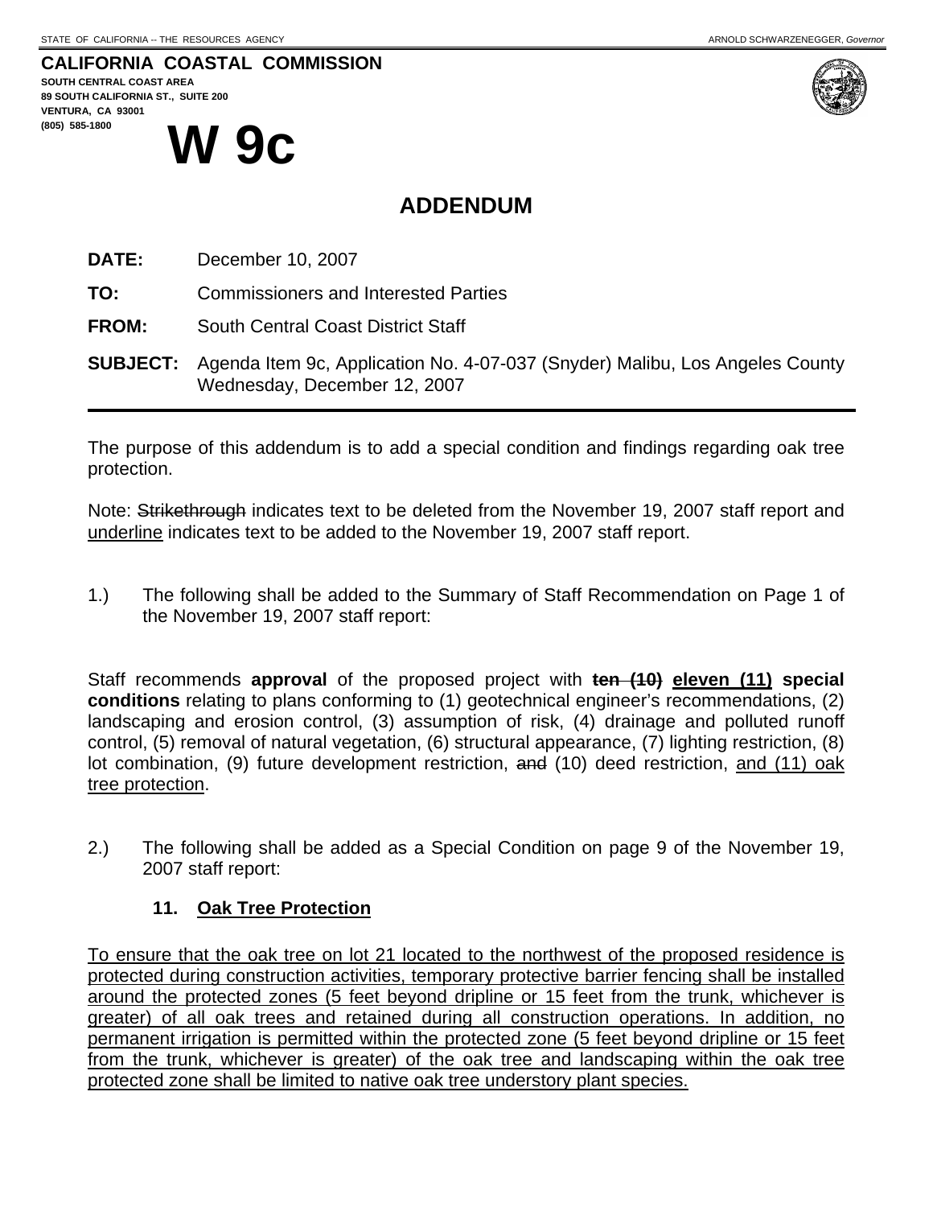STATE OF CALIFORNIA -- THE RESOURCES AGENCY

ARNOLD SCHWARZENEGGER, *Governor*

**CALIFORNIA COASTAL COMMISSION**
**SOUTH CENTRAL COAST AREA**
**89 SOUTH CALIFORNIA ST., SUITE 200**
**VENTURA, CA 93001**
**(805) 585-1800**

# W 9c

## ADDENDUM

**DATE:** December 10, 2007

**TO:** Commissioners and Interested Parties

**FROM:** South Central Coast District Staff

**SUBJECT:** Agenda Item 9c, Application No. 4-07-037 (Snyder) Malibu, Los Angeles County Wednesday, December 12, 2007

---

The purpose of this addendum is to add a special condition and findings regarding oak tree protection.

Note: ~~Strikethrough~~ indicates text to be deleted from the November 19, 2007 staff report and <u>underline</u> indicates text to be added to the November 19, 2007 staff report.

1.) The following shall be added to the Summary of Staff Recommendation on Page 1 of the November 19, 2007 staff report:

Staff recommends **approval** of the proposed project with **~~ten (10)~~** **<u>eleven (11)</u> special conditions** relating to plans conforming to (1) geotechnical engineer's recommendations, (2) landscaping and erosion control, (3) assumption of risk, (4) drainage and polluted runoff control, (5) removal of natural vegetation, (6) structural appearance, (7) lighting restriction, (8) lot combination, (9) future development restriction, ~~and~~ (10) deed restriction, <u>and (11) oak tree protection</u>.

2.) The following shall be added as a Special Condition on page 9 of the November 19, 2007 staff report:

**11. <u>Oak Tree Protection</u>**

<u>To ensure that the oak tree on lot 21 located to the northwest of the proposed residence is protected during construction activities, temporary protective barrier fencing shall be installed around the protected zones (5 feet beyond dripline or 15 feet from the trunk, whichever is greater) of all oak trees and retained during all construction operations. In addition, no permanent irrigation is permitted within the protected zone (5 feet beyond dripline or 15 feet from the trunk, whichever is greater) of the oak tree and landscaping within the oak tree protected zone shall be limited to native oak tree understory plant species.</u>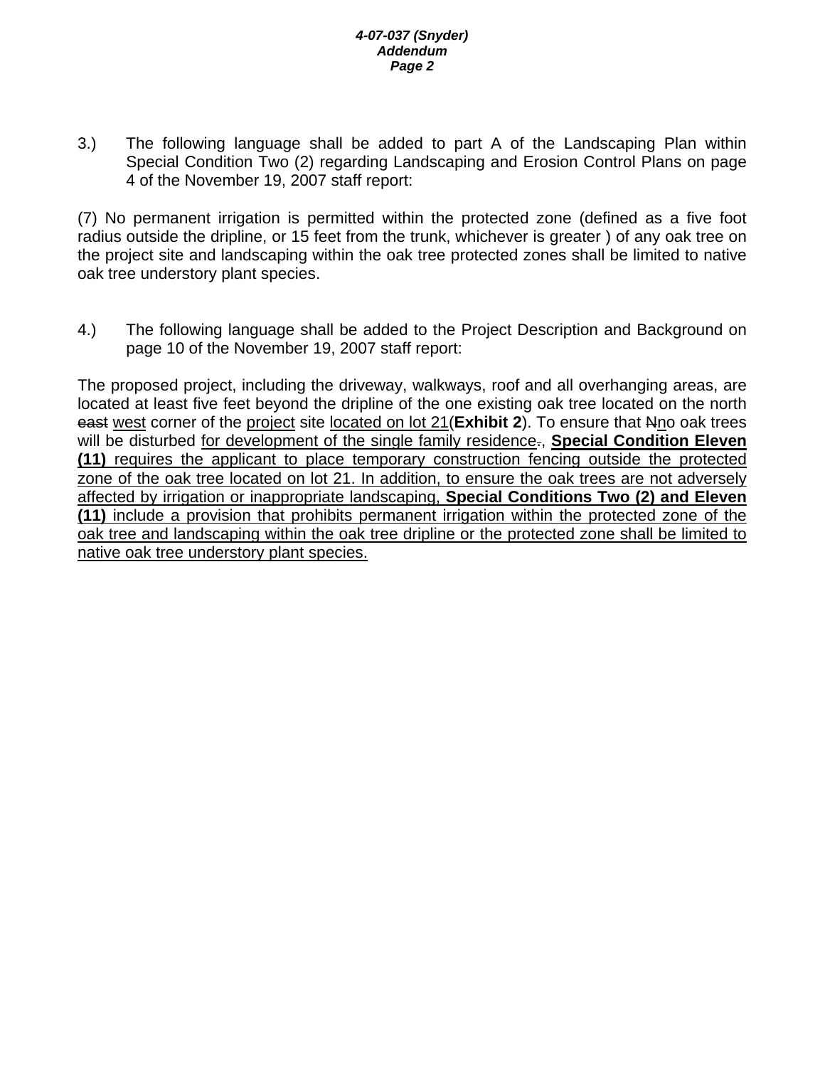3.) The following language shall be added to part A of the Landscaping Plan within Special Condition Two (2) regarding Landscaping and Erosion Control Plans on page 4 of the November 19, 2007 staff report:

(7) No permanent irrigation is permitted within the protected zone (defined as a five foot radius outside the dripline, or 15 feet from the trunk, whichever is greater ) of any oak tree on the project site and landscaping within the oak tree protected zones shall be limited to native oak tree understory plant species.

4.) The following language shall be added to the Project Description and Background on page 10 of the November 19, 2007 staff report:

The proposed project, including the driveway, walkways, roof and all overhanging areas, are located at least five feet beyond the dripline of the one existing oak tree located on the north ~~east~~ <u>west</u> corner of the <u>project</u> site <u>located on lot 21</u>(**Exhibit 2**). To ensure that ~~N~~<u>n</u>o oak trees will be disturbed <u>for development of the single family residence</u>~~.~~<u>,</u> <u>**Special Condition Eleven (11)** requires the applicant to place temporary construction fencing outside the protected zone of the oak tree located on lot 21. In addition, to ensure the oak trees are not adversely affected by irrigation or inappropriate landscaping,</u> <u>**Special Conditions Two (2) and Eleven (11)** include a provision that prohibits permanent irrigation within the protected zone of the oak tree and landscaping within the oak tree dripline or the protected zone shall be limited to native oak tree understory plant species.</u>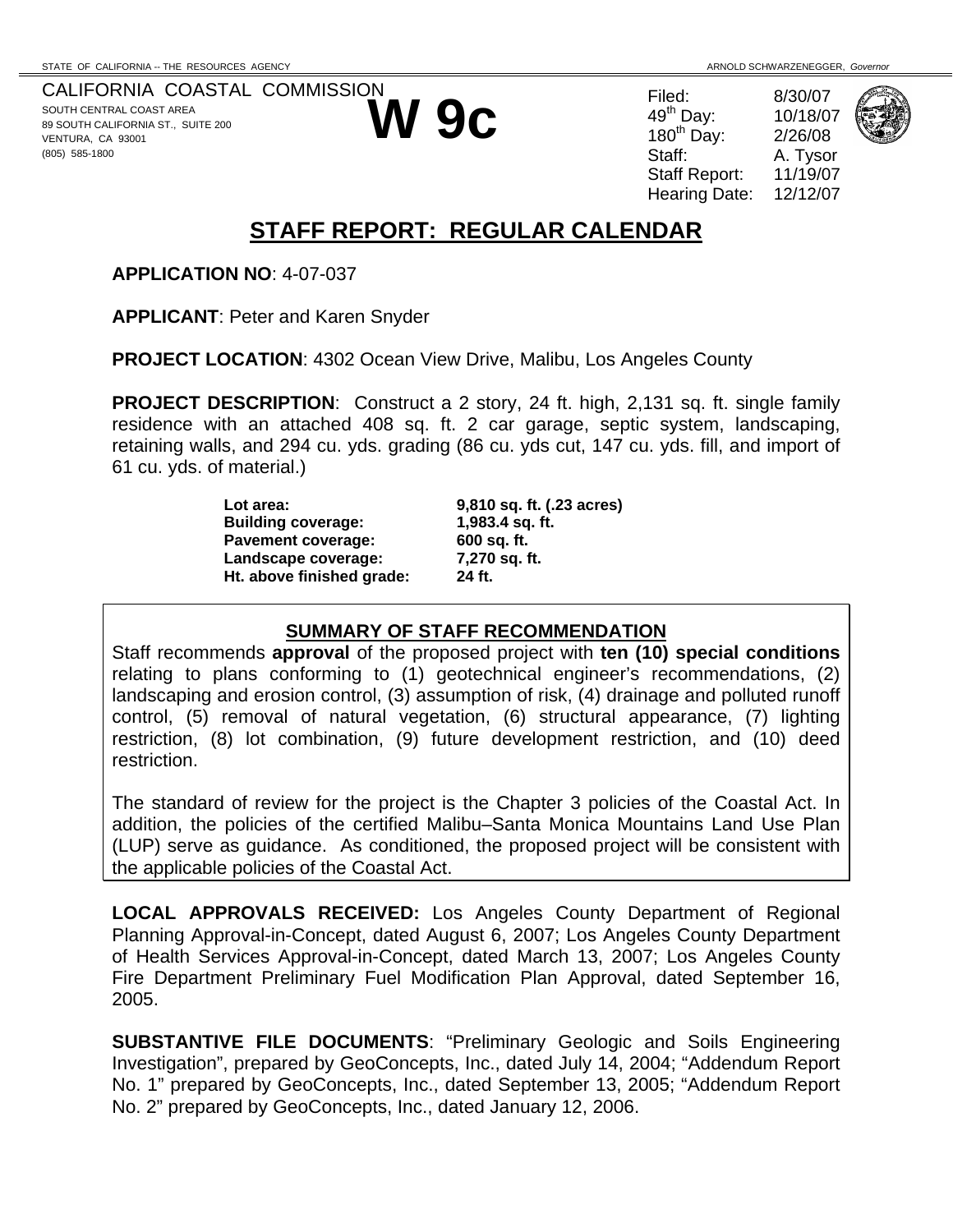STATE OF CALIFORNIA -- THE RESOURCES AGENCY ARNOLD SCHWARZENEGGER, *Governor*

CALIFORNIA COASTAL COMMISSION
SOUTH CENTRAL COAST AREA
89 SOUTH CALIFORNIA ST., SUITE 200
VENTURA, CA 93001
(805) 585-1800

# W 9c

| | |
|---|---|
| Filed: | 8/30/07 |
| 49th Day: | 10/18/07 |
| 180th Day: | 2/26/08 |
| Staff: | A. Tysor |
| Staff Report: | 11/19/07 |
| Hearing Date: | 12/12/07 |

## STAFF REPORT: REGULAR CALENDAR

**APPLICATION NO**: 4-07-037

**APPLICANT**: Peter and Karen Snyder

**PROJECT LOCATION**: 4302 Ocean View Drive, Malibu, Los Angeles County

**PROJECT DESCRIPTION**: Construct a 2 story, 24 ft. high, 2,131 sq. ft. single family residence with an attached 408 sq. ft. 2 car garage, septic system, landscaping, retaining walls, and 294 cu. yds. grading (86 cu. yds cut, 147 cu. yds. fill, and import of 61 cu. yds. of material.)

| | |
|---|---|
| **Lot area:** | **9,810 sq. ft. (.23 acres)** |
| **Building coverage:** | **1,983.4 sq. ft.** |
| **Pavement coverage:** | **600 sq. ft.** |
| **Landscape coverage:** | **7,270 sq. ft.** |
| **Ht. above finished grade:** | **24 ft.** |

### SUMMARY OF STAFF RECOMMENDATION

Staff recommends **approval** of the proposed project with **ten (10) special conditions** relating to plans conforming to (1) geotechnical engineer's recommendations, (2) landscaping and erosion control, (3) assumption of risk, (4) drainage and polluted runoff control, (5) removal of natural vegetation, (6) structural appearance, (7) lighting restriction, (8) lot combination, (9) future development restriction, and (10) deed restriction.

The standard of review for the project is the Chapter 3 policies of the Coastal Act. In addition, the policies of the certified Malibu–Santa Monica Mountains Land Use Plan (LUP) serve as guidance. As conditioned, the proposed project will be consistent with the applicable policies of the Coastal Act.

**LOCAL APPROVALS RECEIVED:** Los Angeles County Department of Regional Planning Approval-in-Concept, dated August 6, 2007; Los Angeles County Department of Health Services Approval-in-Concept, dated March 13, 2007; Los Angeles County Fire Department Preliminary Fuel Modification Plan Approval, dated September 16, 2005.

**SUBSTANTIVE FILE DOCUMENTS**: "Preliminary Geologic and Soils Engineering Investigation", prepared by GeoConcepts, Inc., dated July 14, 2004; "Addendum Report No. 1" prepared by GeoConcepts, Inc., dated September 13, 2005; "Addendum Report No. 2" prepared by GeoConcepts, Inc., dated January 12, 2006.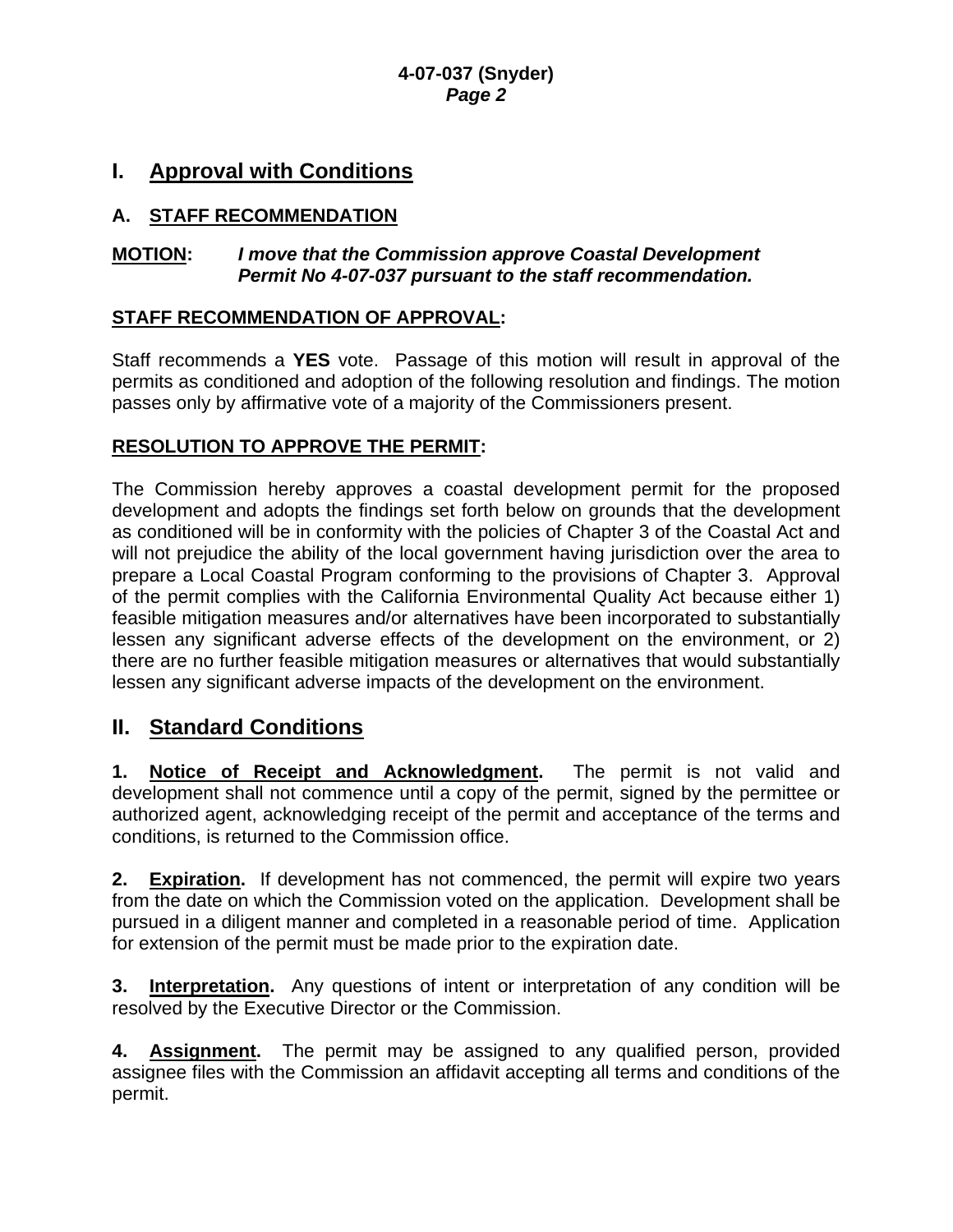# I. Approval with Conditions

## A. STAFF RECOMMENDATION

**MOTION:** ***I move that the Commission approve Coastal Development Permit No 4-07-037 pursuant to the staff recommendation.***

**STAFF RECOMMENDATION OF APPROVAL:**

Staff recommends a **YES** vote. Passage of this motion will result in approval of the permits as conditioned and adoption of the following resolution and findings. The motion passes only by affirmative vote of a majority of the Commissioners present.

**RESOLUTION TO APPROVE THE PERMIT:**

The Commission hereby approves a coastal development permit for the proposed development and adopts the findings set forth below on grounds that the development as conditioned will be in conformity with the policies of Chapter 3 of the Coastal Act and will not prejudice the ability of the local government having jurisdiction over the area to prepare a Local Coastal Program conforming to the provisions of Chapter 3. Approval of the permit complies with the California Environmental Quality Act because either 1) feasible mitigation measures and/or alternatives have been incorporated to substantially lessen any significant adverse effects of the development on the environment, or 2) there are no further feasible mitigation measures or alternatives that would substantially lessen any significant adverse impacts of the development on the environment.

# II. Standard Conditions

**1. Notice of Receipt and Acknowledgment.** The permit is not valid and development shall not commence until a copy of the permit, signed by the permittee or authorized agent, acknowledging receipt of the permit and acceptance of the terms and conditions, is returned to the Commission office.

**2. Expiration.** If development has not commenced, the permit will expire two years from the date on which the Commission voted on the application. Development shall be pursued in a diligent manner and completed in a reasonable period of time. Application for extension of the permit must be made prior to the expiration date.

**3. Interpretation.** Any questions of intent or interpretation of any condition will be resolved by the Executive Director or the Commission.

**4. Assignment.** The permit may be assigned to any qualified person, provided assignee files with the Commission an affidavit accepting all terms and conditions of the permit.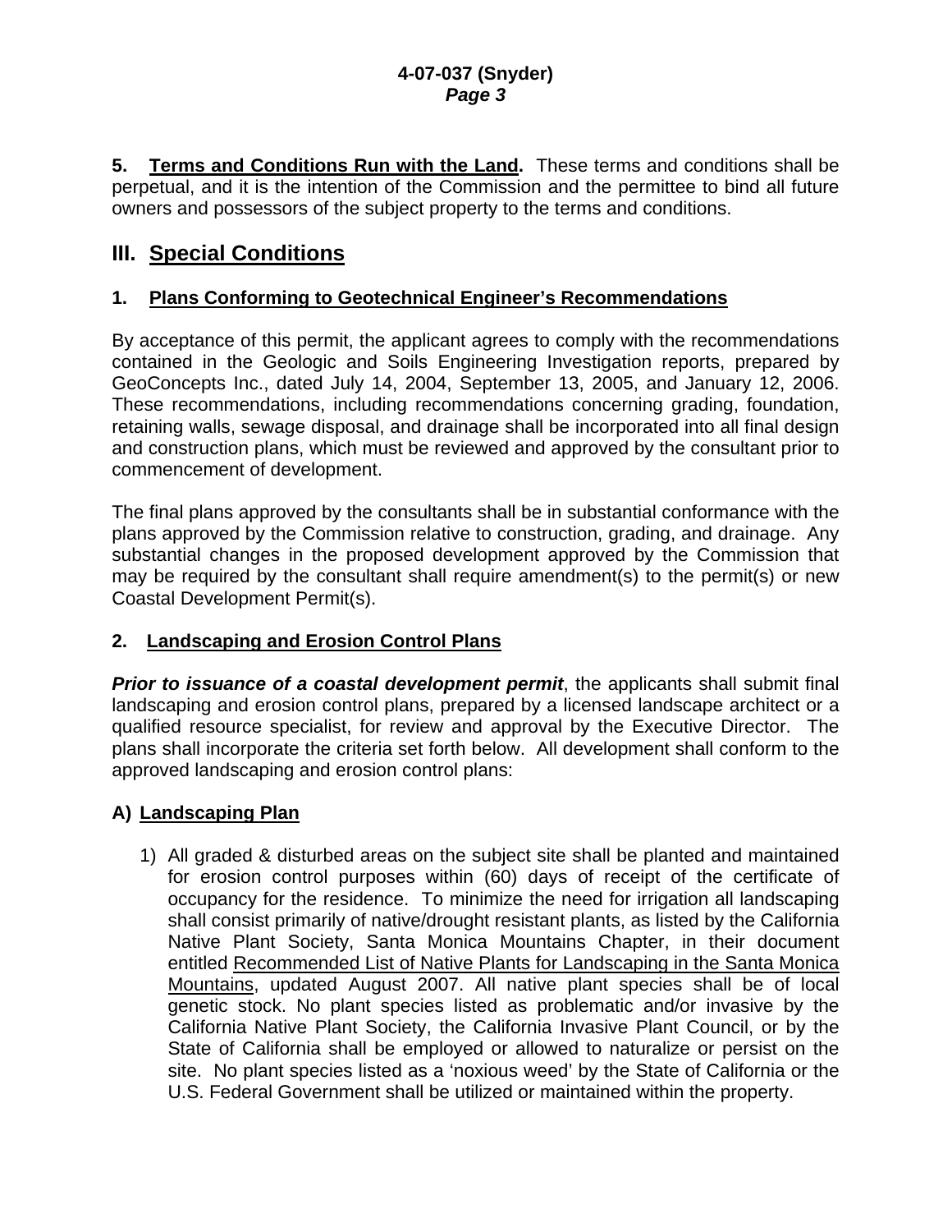**5. Terms and Conditions Run with the Land.** These terms and conditions shall be perpetual, and it is the intention of the Commission and the permittee to bind all future owners and possessors of the subject property to the terms and conditions.

## III. Special Conditions

### 1. Plans Conforming to Geotechnical Engineer's Recommendations

By acceptance of this permit, the applicant agrees to comply with the recommendations contained in the Geologic and Soils Engineering Investigation reports, prepared by GeoConcepts Inc., dated July 14, 2004, September 13, 2005, and January 12, 2006. These recommendations, including recommendations concerning grading, foundation, retaining walls, sewage disposal, and drainage shall be incorporated into all final design and construction plans, which must be reviewed and approved by the consultant prior to commencement of development.

The final plans approved by the consultants shall be in substantial conformance with the plans approved by the Commission relative to construction, grading, and drainage. Any substantial changes in the proposed development approved by the Commission that may be required by the consultant shall require amendment(s) to the permit(s) or new Coastal Development Permit(s).

### 2. Landscaping and Erosion Control Plans

***Prior to issuance of a coastal development permit***, the applicants shall submit final landscaping and erosion control plans, prepared by a licensed landscape architect or a qualified resource specialist, for review and approval by the Executive Director. The plans shall incorporate the criteria set forth below. All development shall conform to the approved landscaping and erosion control plans:

### A) Landscaping Plan

1) All graded & disturbed areas on the subject site shall be planted and maintained for erosion control purposes within (60) days of receipt of the certificate of occupancy for the residence. To minimize the need for irrigation all landscaping shall consist primarily of native/drought resistant plants, as listed by the California Native Plant Society, Santa Monica Mountains Chapter, in their document entitled Recommended List of Native Plants for Landscaping in the Santa Monica Mountains, updated August 2007. All native plant species shall be of local genetic stock. No plant species listed as problematic and/or invasive by the California Native Plant Society, the California Invasive Plant Council, or by the State of California shall be employed or allowed to naturalize or persist on the site. No plant species listed as a 'noxious weed' by the State of California or the U.S. Federal Government shall be utilized or maintained within the property.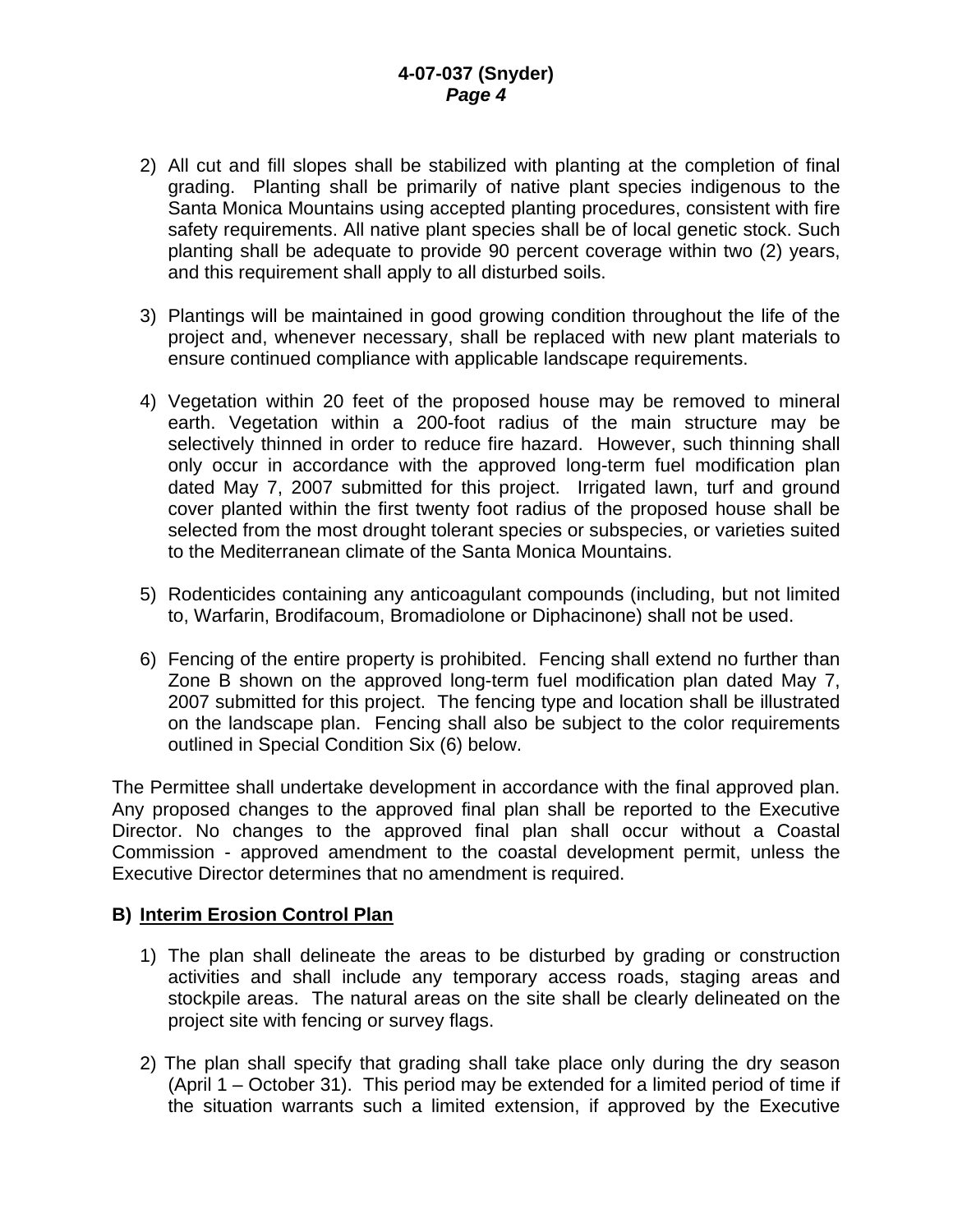2) All cut and fill slopes shall be stabilized with planting at the completion of final grading. Planting shall be primarily of native plant species indigenous to the Santa Monica Mountains using accepted planting procedures, consistent with fire safety requirements. All native plant species shall be of local genetic stock. Such planting shall be adequate to provide 90 percent coverage within two (2) years, and this requirement shall apply to all disturbed soils.

3) Plantings will be maintained in good growing condition throughout the life of the project and, whenever necessary, shall be replaced with new plant materials to ensure continued compliance with applicable landscape requirements.

4) Vegetation within 20 feet of the proposed house may be removed to mineral earth. Vegetation within a 200-foot radius of the main structure may be selectively thinned in order to reduce fire hazard. However, such thinning shall only occur in accordance with the approved long-term fuel modification plan dated May 7, 2007 submitted for this project. Irrigated lawn, turf and ground cover planted within the first twenty foot radius of the proposed house shall be selected from the most drought tolerant species or subspecies, or varieties suited to the Mediterranean climate of the Santa Monica Mountains.

5) Rodenticides containing any anticoagulant compounds (including, but not limited to, Warfarin, Brodifacoum, Bromadiolone or Diphacinone) shall not be used.

6) Fencing of the entire property is prohibited. Fencing shall extend no further than Zone B shown on the approved long-term fuel modification plan dated May 7, 2007 submitted for this project. The fencing type and location shall be illustrated on the landscape plan. Fencing shall also be subject to the color requirements outlined in Special Condition Six (6) below.

The Permittee shall undertake development in accordance with the final approved plan. Any proposed changes to the approved final plan shall be reported to the Executive Director. No changes to the approved final plan shall occur without a Coastal Commission - approved amendment to the coastal development permit, unless the Executive Director determines that no amendment is required.

**B) Interim Erosion Control Plan**

1) The plan shall delineate the areas to be disturbed by grading or construction activities and shall include any temporary access roads, staging areas and stockpile areas. The natural areas on the site shall be clearly delineated on the project site with fencing or survey flags.

2) The plan shall specify that grading shall take place only during the dry season (April 1 – October 31). This period may be extended for a limited period of time if the situation warrants such a limited extension, if approved by the Executive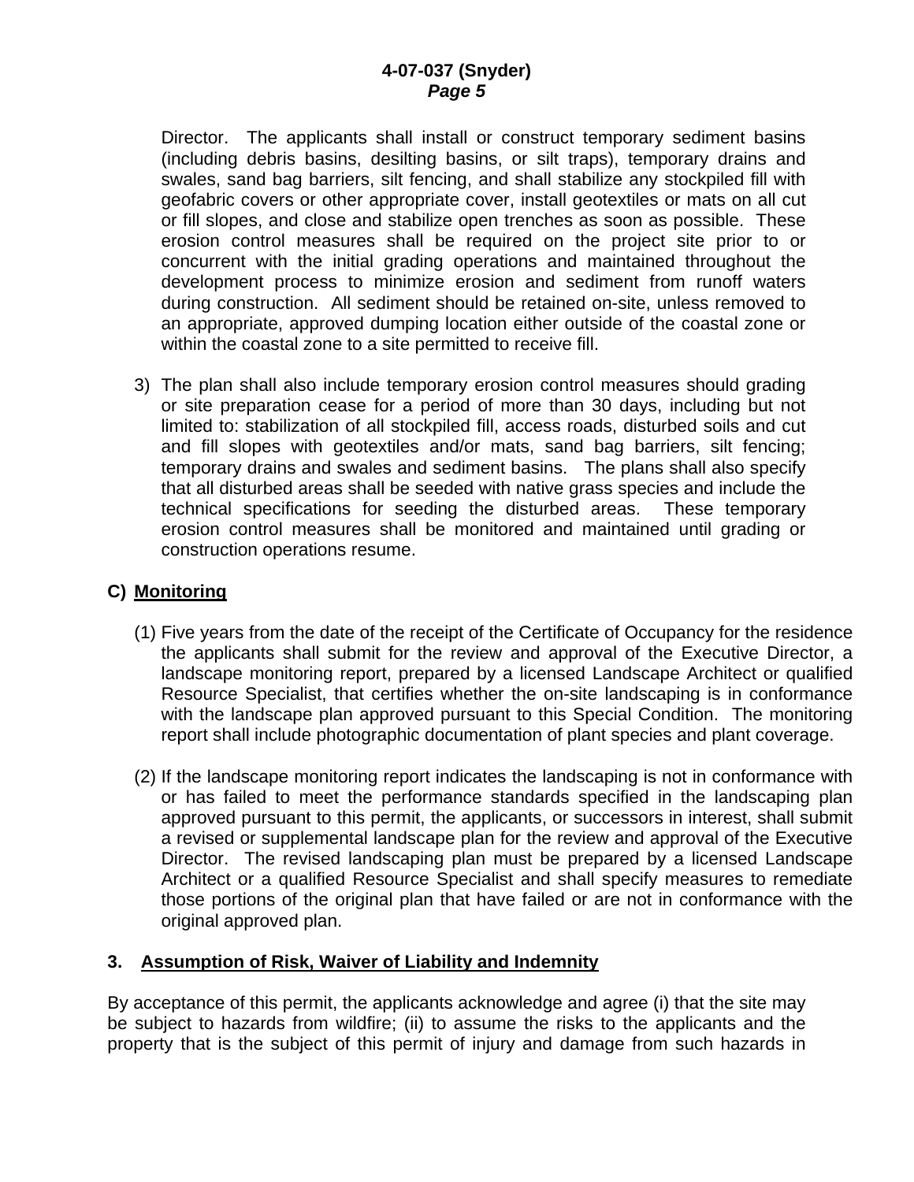Director. The applicants shall install or construct temporary sediment basins (including debris basins, desilting basins, or silt traps), temporary drains and swales, sand bag barriers, silt fencing, and shall stabilize any stockpiled fill with geofabric covers or other appropriate cover, install geotextiles or mats on all cut or fill slopes, and close and stabilize open trenches as soon as possible. These erosion control measures shall be required on the project site prior to or concurrent with the initial grading operations and maintained throughout the development process to minimize erosion and sediment from runoff waters during construction. All sediment should be retained on-site, unless removed to an appropriate, approved dumping location either outside of the coastal zone or within the coastal zone to a site permitted to receive fill.

3) The plan shall also include temporary erosion control measures should grading or site preparation cease for a period of more than 30 days, including but not limited to: stabilization of all stockpiled fill, access roads, disturbed soils and cut and fill slopes with geotextiles and/or mats, sand bag barriers, silt fencing; temporary drains and swales and sediment basins. The plans shall also specify that all disturbed areas shall be seeded with native grass species and include the technical specifications for seeding the disturbed areas. These temporary erosion control measures shall be monitored and maintained until grading or construction operations resume.

**C) Monitoring**

(1) Five years from the date of the receipt of the Certificate of Occupancy for the residence the applicants shall submit for the review and approval of the Executive Director, a landscape monitoring report, prepared by a licensed Landscape Architect or qualified Resource Specialist, that certifies whether the on-site landscaping is in conformance with the landscape plan approved pursuant to this Special Condition. The monitoring report shall include photographic documentation of plant species and plant coverage.

(2) If the landscape monitoring report indicates the landscaping is not in conformance with or has failed to meet the performance standards specified in the landscaping plan approved pursuant to this permit, the applicants, or successors in interest, shall submit a revised or supplemental landscape plan for the review and approval of the Executive Director. The revised landscaping plan must be prepared by a licensed Landscape Architect or a qualified Resource Specialist and shall specify measures to remediate those portions of the original plan that have failed or are not in conformance with the original approved plan.

### 3. Assumption of Risk, Waiver of Liability and Indemnity

By acceptance of this permit, the applicants acknowledge and agree (i) that the site may be subject to hazards from wildfire; (ii) to assume the risks to the applicants and the property that is the subject of this permit of injury and damage from such hazards in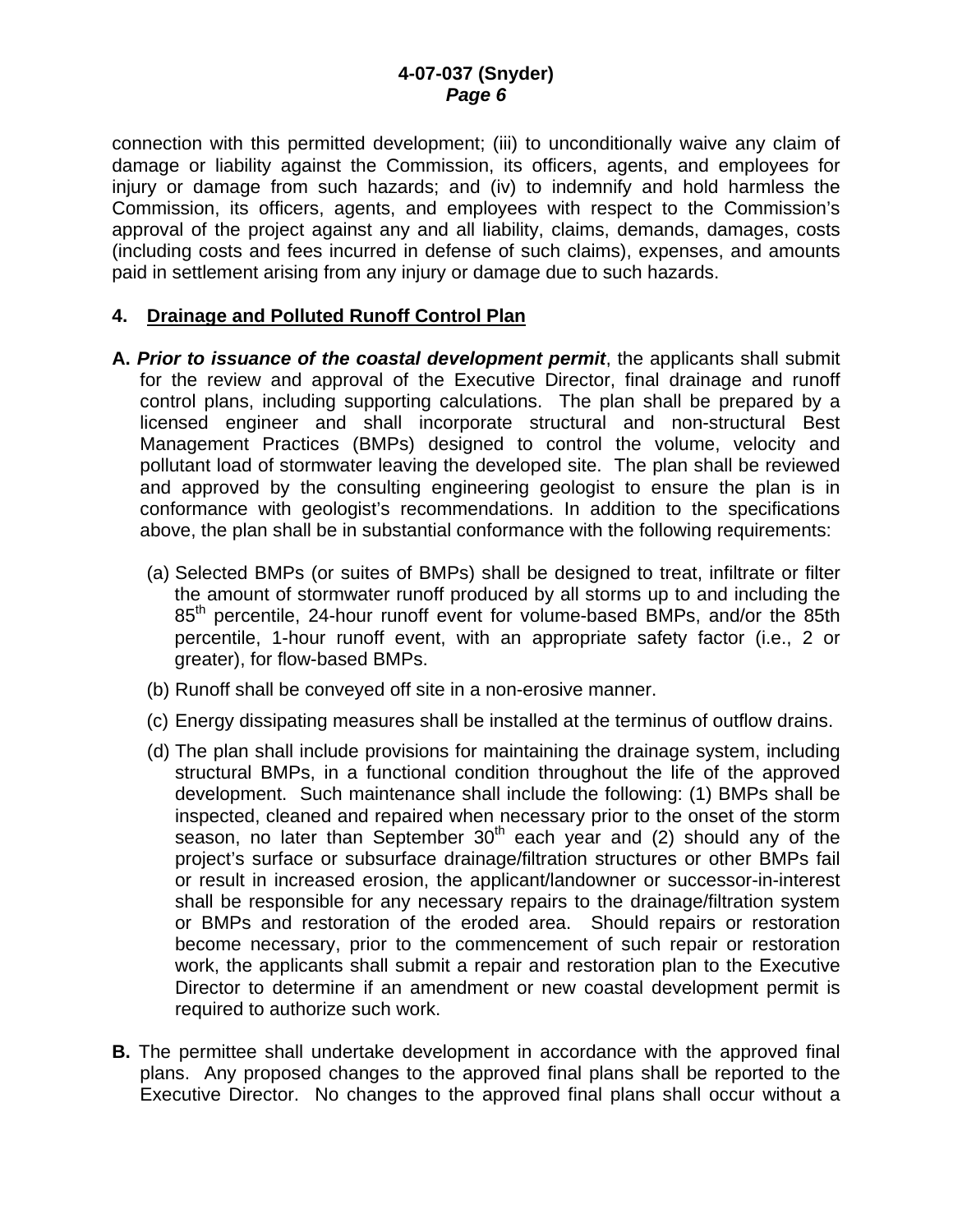connection with this permitted development; (iii) to unconditionally waive any claim of damage or liability against the Commission, its officers, agents, and employees for injury or damage from such hazards; and (iv) to indemnify and hold harmless the Commission, its officers, agents, and employees with respect to the Commission's approval of the project against any and all liability, claims, demands, damages, costs (including costs and fees incurred in defense of such claims), expenses, and amounts paid in settlement arising from any injury or damage due to such hazards.

### 4. Drainage and Polluted Runoff Control Plan

**A.** ***Prior to issuance of the coastal development permit***, the applicants shall submit for the review and approval of the Executive Director, final drainage and runoff control plans, including supporting calculations. The plan shall be prepared by a licensed engineer and shall incorporate structural and non-structural Best Management Practices (BMPs) designed to control the volume, velocity and pollutant load of stormwater leaving the developed site. The plan shall be reviewed and approved by the consulting engineering geologist to ensure the plan is in conformance with geologist's recommendations. In addition to the specifications above, the plan shall be in substantial conformance with the following requirements:

(a) Selected BMPs (or suites of BMPs) shall be designed to treat, infiltrate or filter the amount of stormwater runoff produced by all storms up to and including the 85th percentile, 24-hour runoff event for volume-based BMPs, and/or the 85th percentile, 1-hour runoff event, with an appropriate safety factor (i.e., 2 or greater), for flow-based BMPs.

(b) Runoff shall be conveyed off site in a non-erosive manner.

(c) Energy dissipating measures shall be installed at the terminus of outflow drains.

(d) The plan shall include provisions for maintaining the drainage system, including structural BMPs, in a functional condition throughout the life of the approved development. Such maintenance shall include the following: (1) BMPs shall be inspected, cleaned and repaired when necessary prior to the onset of the storm season, no later than September 30th each year and (2) should any of the project's surface or subsurface drainage/filtration structures or other BMPs fail or result in increased erosion, the applicant/landowner or successor-in-interest shall be responsible for any necessary repairs to the drainage/filtration system or BMPs and restoration of the eroded area. Should repairs or restoration become necessary, prior to the commencement of such repair or restoration work, the applicants shall submit a repair and restoration plan to the Executive Director to determine if an amendment or new coastal development permit is required to authorize such work.

**B.** The permittee shall undertake development in accordance with the approved final plans. Any proposed changes to the approved final plans shall be reported to the Executive Director. No changes to the approved final plans shall occur without a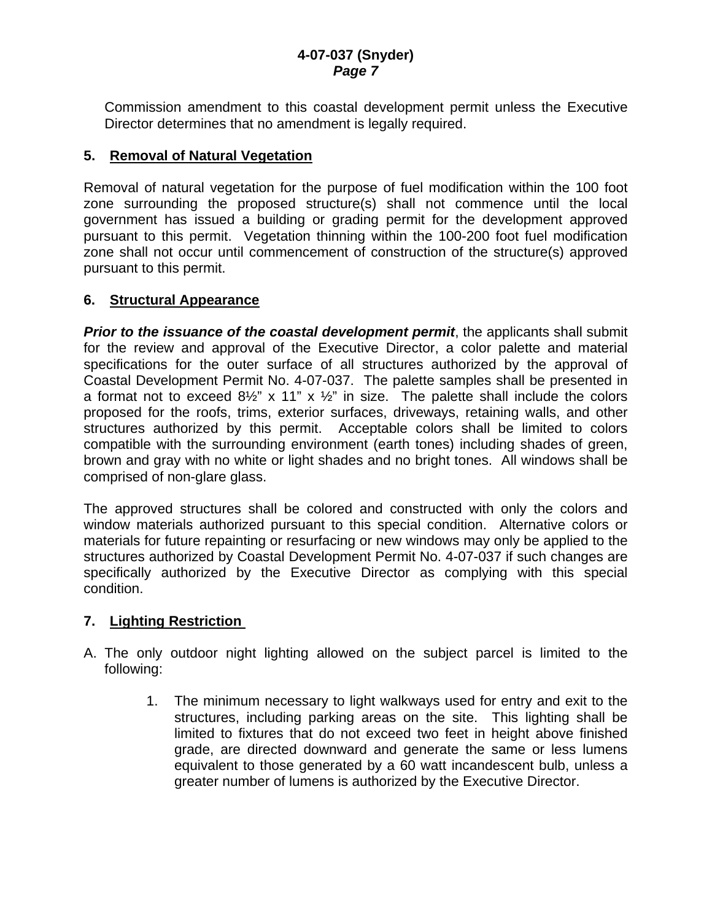Commission amendment to this coastal development permit unless the Executive Director determines that no amendment is legally required.

### 5. Removal of Natural Vegetation

Removal of natural vegetation for the purpose of fuel modification within the 100 foot zone surrounding the proposed structure(s) shall not commence until the local government has issued a building or grading permit for the development approved pursuant to this permit. Vegetation thinning within the 100-200 foot fuel modification zone shall not occur until commencement of construction of the structure(s) approved pursuant to this permit.

### 6. Structural Appearance

***Prior to the issuance of the coastal development permit***, the applicants shall submit for the review and approval of the Executive Director, a color palette and material specifications for the outer surface of all structures authorized by the approval of Coastal Development Permit No. 4-07-037. The palette samples shall be presented in a format not to exceed 8½" x 11" x ½" in size. The palette shall include the colors proposed for the roofs, trims, exterior surfaces, driveways, retaining walls, and other structures authorized by this permit. Acceptable colors shall be limited to colors compatible with the surrounding environment (earth tones) including shades of green, brown and gray with no white or light shades and no bright tones. All windows shall be comprised of non-glare glass.

The approved structures shall be colored and constructed with only the colors and window materials authorized pursuant to this special condition. Alternative colors or materials for future repainting or resurfacing or new windows may only be applied to the structures authorized by Coastal Development Permit No. 4-07-037 if such changes are specifically authorized by the Executive Director as complying with this special condition.

### 7. Lighting Restriction

A. The only outdoor night lighting allowed on the subject parcel is limited to the following:

   1. The minimum necessary to light walkways used for entry and exit to the structures, including parking areas on the site. This lighting shall be limited to fixtures that do not exceed two feet in height above finished grade, are directed downward and generate the same or less lumens equivalent to those generated by a 60 watt incandescent bulb, unless a greater number of lumens is authorized by the Executive Director.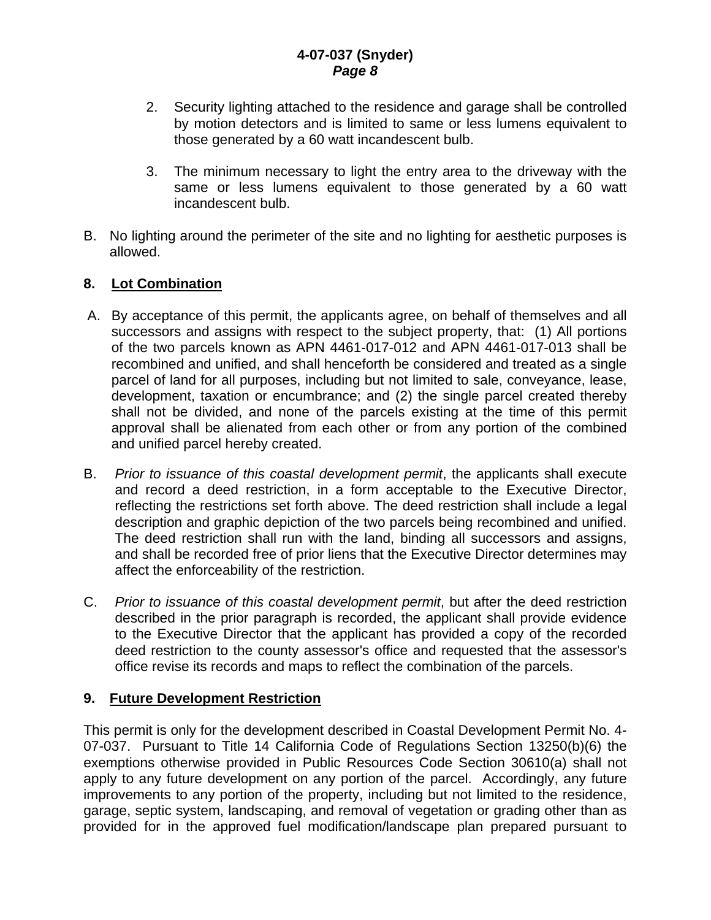2. Security lighting attached to the residence and garage shall be controlled by motion detectors and is limited to same or less lumens equivalent to those generated by a 60 watt incandescent bulb.

3. The minimum necessary to light the entry area to the driveway with the same or less lumens equivalent to those generated by a 60 watt incandescent bulb.

B. No lighting around the perimeter of the site and no lighting for aesthetic purposes is allowed.

**8. Lot Combination**

A. By acceptance of this permit, the applicants agree, on behalf of themselves and all successors and assigns with respect to the subject property, that: (1) All portions of the two parcels known as APN 4461-017-012 and APN 4461-017-013 shall be recombined and unified, and shall henceforth be considered and treated as a single parcel of land for all purposes, including but not limited to sale, conveyance, lease, development, taxation or encumbrance; and (2) the single parcel created thereby shall not be divided, and none of the parcels existing at the time of this permit approval shall be alienated from each other or from any portion of the combined and unified parcel hereby created.

B. *Prior to issuance of this coastal development permit*, the applicants shall execute and record a deed restriction, in a form acceptable to the Executive Director, reflecting the restrictions set forth above. The deed restriction shall include a legal description and graphic depiction of the two parcels being recombined and unified. The deed restriction shall run with the land, binding all successors and assigns, and shall be recorded free of prior liens that the Executive Director determines may affect the enforceability of the restriction.

C. *Prior to issuance of this coastal development permit*, but after the deed restriction described in the prior paragraph is recorded, the applicant shall provide evidence to the Executive Director that the applicant has provided a copy of the recorded deed restriction to the county assessor's office and requested that the assessor's office revise its records and maps to reflect the combination of the parcels.

**9. Future Development Restriction**

This permit is only for the development described in Coastal Development Permit No. 4-07-037. Pursuant to Title 14 California Code of Regulations Section 13250(b)(6) the exemptions otherwise provided in Public Resources Code Section 30610(a) shall not apply to any future development on any portion of the parcel. Accordingly, any future improvements to any portion of the property, including but not limited to the residence, garage, septic system, landscaping, and removal of vegetation or grading other than as provided for in the approved fuel modification/landscape plan prepared pursuant to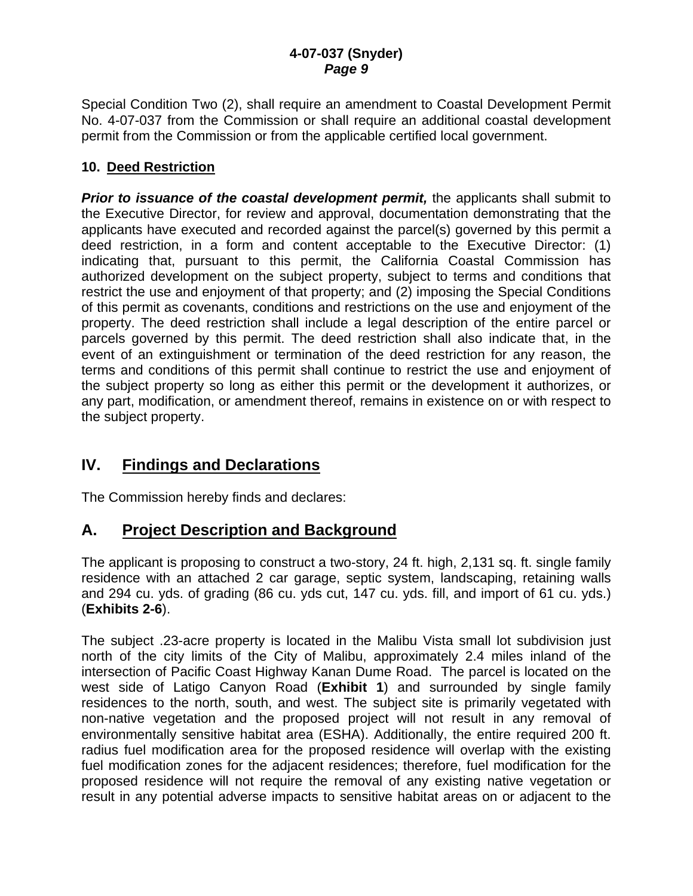Special Condition Two (2), shall require an amendment to Coastal Development Permit No. 4-07-037 from the Commission or shall require an additional coastal development permit from the Commission or from the applicable certified local government.

### 10. Deed Restriction

***Prior to issuance of the coastal development permit,*** the applicants shall submit to the Executive Director, for review and approval, documentation demonstrating that the applicants have executed and recorded against the parcel(s) governed by this permit a deed restriction, in a form and content acceptable to the Executive Director: (1) indicating that, pursuant to this permit, the California Coastal Commission has authorized development on the subject property, subject to terms and conditions that restrict the use and enjoyment of that property; and (2) imposing the Special Conditions of this permit as covenants, conditions and restrictions on the use and enjoyment of the property. The deed restriction shall include a legal description of the entire parcel or parcels governed by this permit. The deed restriction shall also indicate that, in the event of an extinguishment or termination of the deed restriction for any reason, the terms and conditions of this permit shall continue to restrict the use and enjoyment of the subject property so long as either this permit or the development it authorizes, or any part, modification, or amendment thereof, remains in existence on or with respect to the subject property.

## IV. Findings and Declarations

The Commission hereby finds and declares:

## A. Project Description and Background

The applicant is proposing to construct a two-story, 24 ft. high, 2,131 sq. ft. single family residence with an attached 2 car garage, septic system, landscaping, retaining walls and 294 cu. yds. of grading (86 cu. yds cut, 147 cu. yds. fill, and import of 61 cu. yds.) (**Exhibits 2-6**).

The subject .23-acre property is located in the Malibu Vista small lot subdivision just north of the city limits of the City of Malibu, approximately 2.4 miles inland of the intersection of Pacific Coast Highway Kanan Dume Road. The parcel is located on the west side of Latigo Canyon Road (**Exhibit 1**) and surrounded by single family residences to the north, south, and west. The subject site is primarily vegetated with non-native vegetation and the proposed project will not result in any removal of environmentally sensitive habitat area (ESHA). Additionally, the entire required 200 ft. radius fuel modification area for the proposed residence will overlap with the existing fuel modification zones for the adjacent residences; therefore, fuel modification for the proposed residence will not require the removal of any existing native vegetation or result in any potential adverse impacts to sensitive habitat areas on or adjacent to the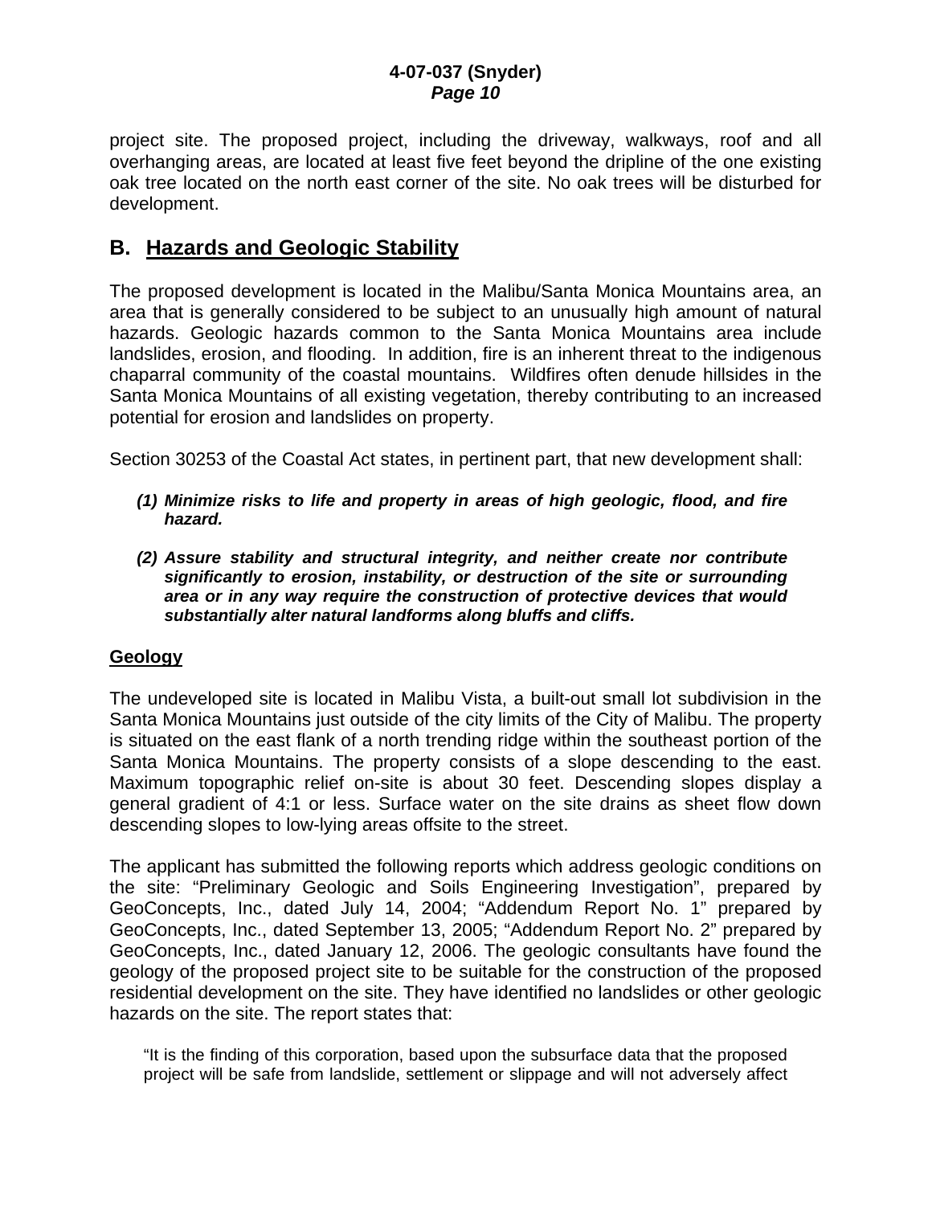project site. The proposed project, including the driveway, walkways, roof and all overhanging areas, are located at least five feet beyond the dripline of the one existing oak tree located on the north east corner of the site. No oak trees will be disturbed for development.

## B. Hazards and Geologic Stability

The proposed development is located in the Malibu/Santa Monica Mountains area, an area that is generally considered to be subject to an unusually high amount of natural hazards. Geologic hazards common to the Santa Monica Mountains area include landslides, erosion, and flooding. In addition, fire is an inherent threat to the indigenous chaparral community of the coastal mountains. Wildfires often denude hillsides in the Santa Monica Mountains of all existing vegetation, thereby contributing to an increased potential for erosion and landslides on property.

Section 30253 of the Coastal Act states, in pertinent part, that new development shall:

> ***(1) Minimize risks to life and property in areas of high geologic, flood, and fire hazard.***
>
> ***(2) Assure stability and structural integrity, and neither create nor contribute significantly to erosion, instability, or destruction of the site or surrounding area or in any way require the construction of protective devices that would substantially alter natural landforms along bluffs and cliffs.***

### Geology

The undeveloped site is located in Malibu Vista, a built-out small lot subdivision in the Santa Monica Mountains just outside of the city limits of the City of Malibu. The property is situated on the east flank of a north trending ridge within the southeast portion of the Santa Monica Mountains. The property consists of a slope descending to the east. Maximum topographic relief on-site is about 30 feet. Descending slopes display a general gradient of 4:1 or less. Surface water on the site drains as sheet flow down descending slopes to low-lying areas offsite to the street.

The applicant has submitted the following reports which address geologic conditions on the site: "Preliminary Geologic and Soils Engineering Investigation", prepared by GeoConcepts, Inc., dated July 14, 2004; "Addendum Report No. 1" prepared by GeoConcepts, Inc., dated September 13, 2005; "Addendum Report No. 2" prepared by GeoConcepts, Inc., dated January 12, 2006. The geologic consultants have found the geology of the proposed project site to be suitable for the construction of the proposed residential development on the site. They have identified no landslides or other geologic hazards on the site. The report states that:

> "It is the finding of this corporation, based upon the subsurface data that the proposed project will be safe from landslide, settlement or slippage and will not adversely affect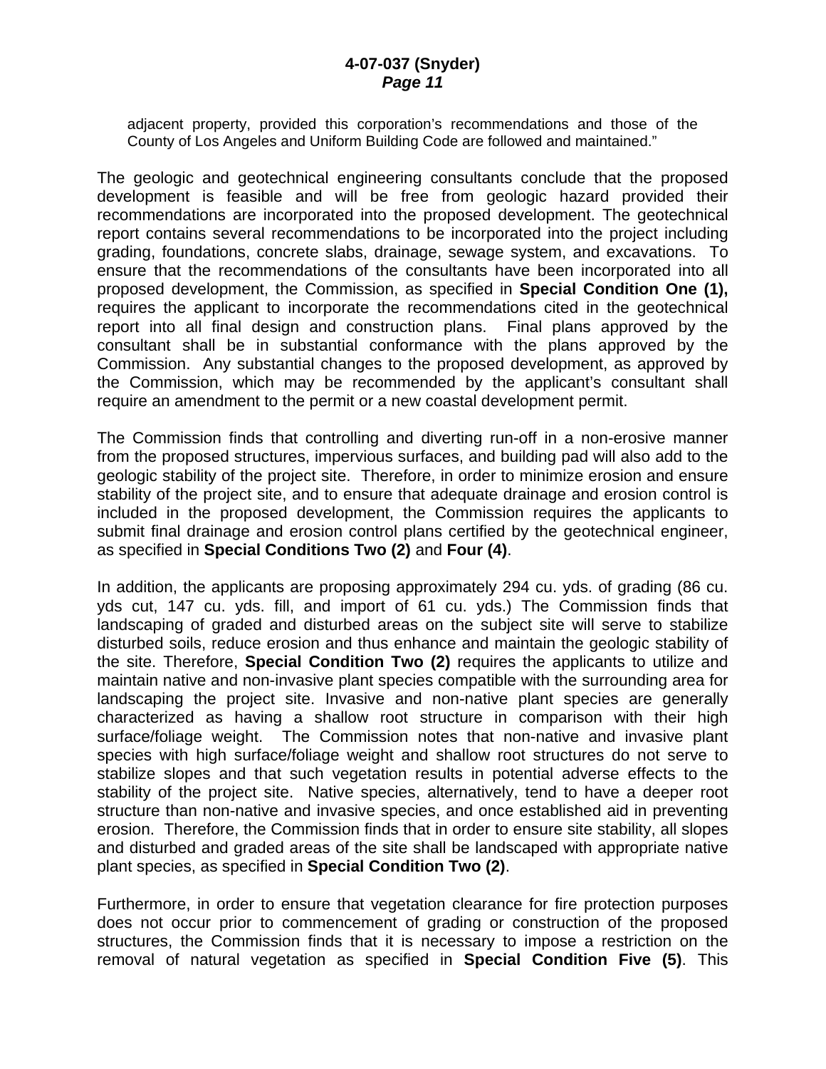adjacent property, provided this corporation's recommendations and those of the County of Los Angeles and Uniform Building Code are followed and maintained."

The geologic and geotechnical engineering consultants conclude that the proposed development is feasible and will be free from geologic hazard provided their recommendations are incorporated into the proposed development. The geotechnical report contains several recommendations to be incorporated into the project including grading, foundations, concrete slabs, drainage, sewage system, and excavations. To ensure that the recommendations of the consultants have been incorporated into all proposed development, the Commission, as specified in **Special Condition One (1),** requires the applicant to incorporate the recommendations cited in the geotechnical report into all final design and construction plans. Final plans approved by the consultant shall be in substantial conformance with the plans approved by the Commission. Any substantial changes to the proposed development, as approved by the Commission, which may be recommended by the applicant's consultant shall require an amendment to the permit or a new coastal development permit.

The Commission finds that controlling and diverting run-off in a non-erosive manner from the proposed structures, impervious surfaces, and building pad will also add to the geologic stability of the project site. Therefore, in order to minimize erosion and ensure stability of the project site, and to ensure that adequate drainage and erosion control is included in the proposed development, the Commission requires the applicants to submit final drainage and erosion control plans certified by the geotechnical engineer, as specified in **Special Conditions Two (2)** and **Four (4)**.

In addition, the applicants are proposing approximately 294 cu. yds. of grading (86 cu. yds cut, 147 cu. yds. fill, and import of 61 cu. yds.) The Commission finds that landscaping of graded and disturbed areas on the subject site will serve to stabilize disturbed soils, reduce erosion and thus enhance and maintain the geologic stability of the site. Therefore, **Special Condition Two (2)** requires the applicants to utilize and maintain native and non-invasive plant species compatible with the surrounding area for landscaping the project site. Invasive and non-native plant species are generally characterized as having a shallow root structure in comparison with their high surface/foliage weight. The Commission notes that non-native and invasive plant species with high surface/foliage weight and shallow root structures do not serve to stabilize slopes and that such vegetation results in potential adverse effects to the stability of the project site. Native species, alternatively, tend to have a deeper root structure than non-native and invasive species, and once established aid in preventing erosion. Therefore, the Commission finds that in order to ensure site stability, all slopes and disturbed and graded areas of the site shall be landscaped with appropriate native plant species, as specified in **Special Condition Two (2)**.

Furthermore, in order to ensure that vegetation clearance for fire protection purposes does not occur prior to commencement of grading or construction of the proposed structures, the Commission finds that it is necessary to impose a restriction on the removal of natural vegetation as specified in **Special Condition Five (5)**. This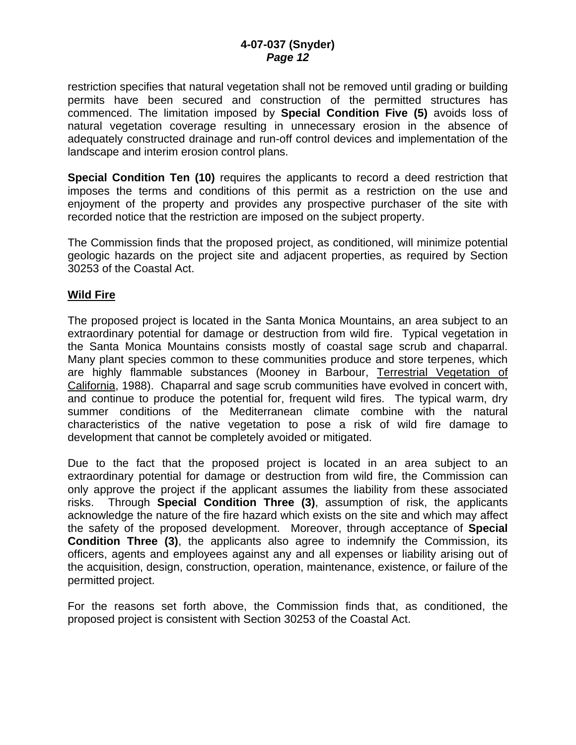restriction specifies that natural vegetation shall not be removed until grading or building permits have been secured and construction of the permitted structures has commenced. The limitation imposed by **Special Condition Five (5)** avoids loss of natural vegetation coverage resulting in unnecessary erosion in the absence of adequately constructed drainage and run-off control devices and implementation of the landscape and interim erosion control plans.

**Special Condition Ten (10)** requires the applicants to record a deed restriction that imposes the terms and conditions of this permit as a restriction on the use and enjoyment of the property and provides any prospective purchaser of the site with recorded notice that the restriction are imposed on the subject property.

The Commission finds that the proposed project, as conditioned, will minimize potential geologic hazards on the project site and adjacent properties, as required by Section 30253 of the Coastal Act.

## Wild Fire

The proposed project is located in the Santa Monica Mountains, an area subject to an extraordinary potential for damage or destruction from wild fire. Typical vegetation in the Santa Monica Mountains consists mostly of coastal sage scrub and chaparral. Many plant species common to these communities produce and store terpenes, which are highly flammable substances (Mooney in Barbour, Terrestrial Vegetation of California, 1988). Chaparral and sage scrub communities have evolved in concert with, and continue to produce the potential for, frequent wild fires. The typical warm, dry summer conditions of the Mediterranean climate combine with the natural characteristics of the native vegetation to pose a risk of wild fire damage to development that cannot be completely avoided or mitigated.

Due to the fact that the proposed project is located in an area subject to an extraordinary potential for damage or destruction from wild fire, the Commission can only approve the project if the applicant assumes the liability from these associated risks. Through **Special Condition Three (3)**, assumption of risk, the applicants acknowledge the nature of the fire hazard which exists on the site and which may affect the safety of the proposed development. Moreover, through acceptance of **Special Condition Three (3)**, the applicants also agree to indemnify the Commission, its officers, agents and employees against any and all expenses or liability arising out of the acquisition, design, construction, operation, maintenance, existence, or failure of the permitted project.

For the reasons set forth above, the Commission finds that, as conditioned, the proposed project is consistent with Section 30253 of the Coastal Act.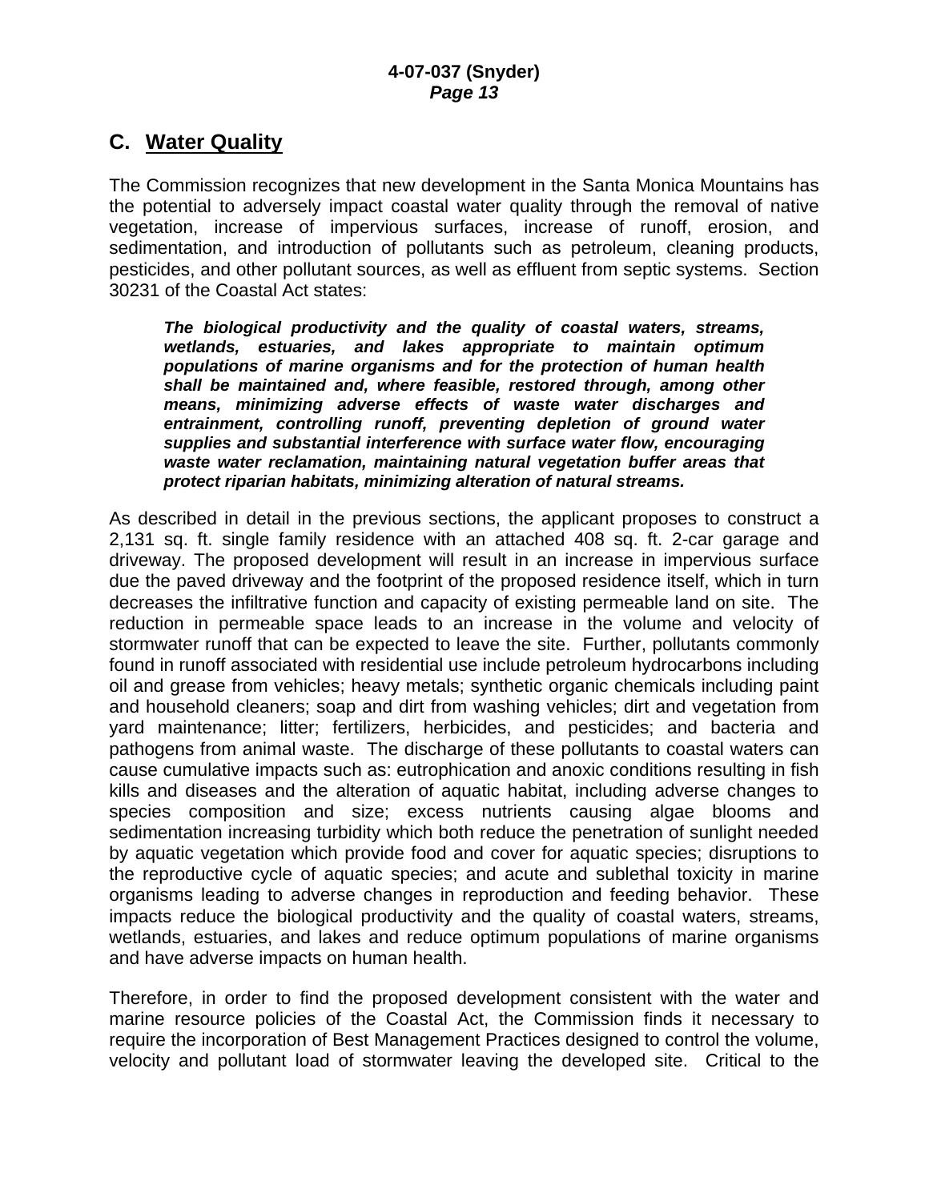## C. Water Quality

The Commission recognizes that new development in the Santa Monica Mountains has the potential to adversely impact coastal water quality through the removal of native vegetation, increase of impervious surfaces, increase of runoff, erosion, and sedimentation, and introduction of pollutants such as petroleum, cleaning products, pesticides, and other pollutant sources, as well as effluent from septic systems. Section 30231 of the Coastal Act states:

> ***The biological productivity and the quality of coastal waters, streams, wetlands, estuaries, and lakes appropriate to maintain optimum populations of marine organisms and for the protection of human health shall be maintained and, where feasible, restored through, among other means, minimizing adverse effects of waste water discharges and entrainment, controlling runoff, preventing depletion of ground water supplies and substantial interference with surface water flow, encouraging waste water reclamation, maintaining natural vegetation buffer areas that protect riparian habitats, minimizing alteration of natural streams.***

As described in detail in the previous sections, the applicant proposes to construct a 2,131 sq. ft. single family residence with an attached 408 sq. ft. 2-car garage and driveway. The proposed development will result in an increase in impervious surface due the paved driveway and the footprint of the proposed residence itself, which in turn decreases the infiltrative function and capacity of existing permeable land on site. The reduction in permeable space leads to an increase in the volume and velocity of stormwater runoff that can be expected to leave the site. Further, pollutants commonly found in runoff associated with residential use include petroleum hydrocarbons including oil and grease from vehicles; heavy metals; synthetic organic chemicals including paint and household cleaners; soap and dirt from washing vehicles; dirt and vegetation from yard maintenance; litter; fertilizers, herbicides, and pesticides; and bacteria and pathogens from animal waste. The discharge of these pollutants to coastal waters can cause cumulative impacts such as: eutrophication and anoxic conditions resulting in fish kills and diseases and the alteration of aquatic habitat, including adverse changes to species composition and size; excess nutrients causing algae blooms and sedimentation increasing turbidity which both reduce the penetration of sunlight needed by aquatic vegetation which provide food and cover for aquatic species; disruptions to the reproductive cycle of aquatic species; and acute and sublethal toxicity in marine organisms leading to adverse changes in reproduction and feeding behavior. These impacts reduce the biological productivity and the quality of coastal waters, streams, wetlands, estuaries, and lakes and reduce optimum populations of marine organisms and have adverse impacts on human health.

Therefore, in order to find the proposed development consistent with the water and marine resource policies of the Coastal Act, the Commission finds it necessary to require the incorporation of Best Management Practices designed to control the volume, velocity and pollutant load of stormwater leaving the developed site. Critical to the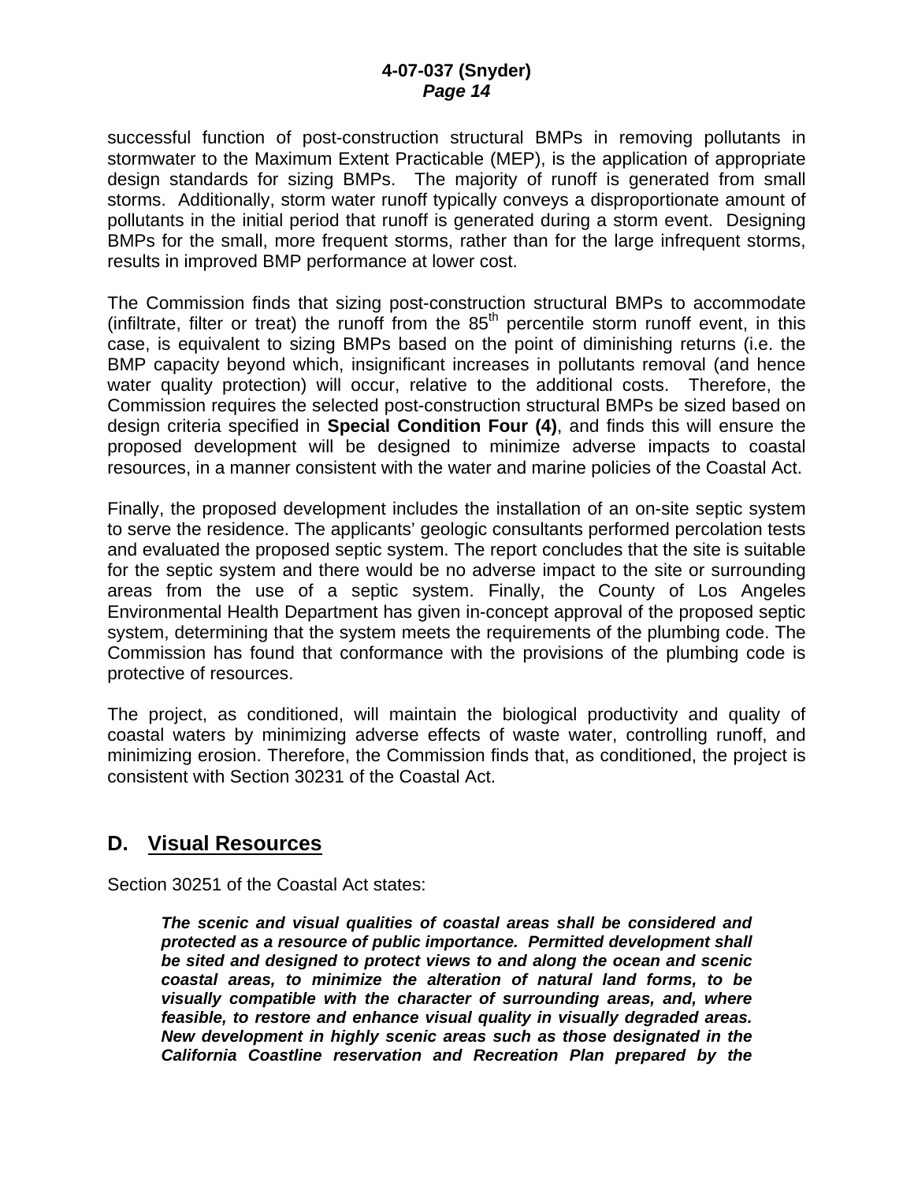successful function of post-construction structural BMPs in removing pollutants in stormwater to the Maximum Extent Practicable (MEP), is the application of appropriate design standards for sizing BMPs. The majority of runoff is generated from small storms. Additionally, storm water runoff typically conveys a disproportionate amount of pollutants in the initial period that runoff is generated during a storm event. Designing BMPs for the small, more frequent storms, rather than for the large infrequent storms, results in improved BMP performance at lower cost.

The Commission finds that sizing post-construction structural BMPs to accommodate (infiltrate, filter or treat) the runoff from the 85$^{th}$ percentile storm runoff event, in this case, is equivalent to sizing BMPs based on the point of diminishing returns (i.e. the BMP capacity beyond which, insignificant increases in pollutants removal (and hence water quality protection) will occur, relative to the additional costs. Therefore, the Commission requires the selected post-construction structural BMPs be sized based on design criteria specified in **Special Condition Four (4)**, and finds this will ensure the proposed development will be designed to minimize adverse impacts to coastal resources, in a manner consistent with the water and marine policies of the Coastal Act.

Finally, the proposed development includes the installation of an on-site septic system to serve the residence. The applicants' geologic consultants performed percolation tests and evaluated the proposed septic system. The report concludes that the site is suitable for the septic system and there would be no adverse impact to the site or surrounding areas from the use of a septic system. Finally, the County of Los Angeles Environmental Health Department has given in-concept approval of the proposed septic system, determining that the system meets the requirements of the plumbing code. The Commission has found that conformance with the provisions of the plumbing code is protective of resources.

The project, as conditioned, will maintain the biological productivity and quality of coastal waters by minimizing adverse effects of waste water, controlling runoff, and minimizing erosion. Therefore, the Commission finds that, as conditioned, the project is consistent with Section 30231 of the Coastal Act.

## D. Visual Resources

Section 30251 of the Coastal Act states:

> ***The scenic and visual qualities of coastal areas shall be considered and protected as a resource of public importance. Permitted development shall be sited and designed to protect views to and along the ocean and scenic coastal areas, to minimize the alteration of natural land forms, to be visually compatible with the character of surrounding areas, and, where feasible, to restore and enhance visual quality in visually degraded areas. New development in highly scenic areas such as those designated in the California Coastline reservation and Recreation Plan prepared by the***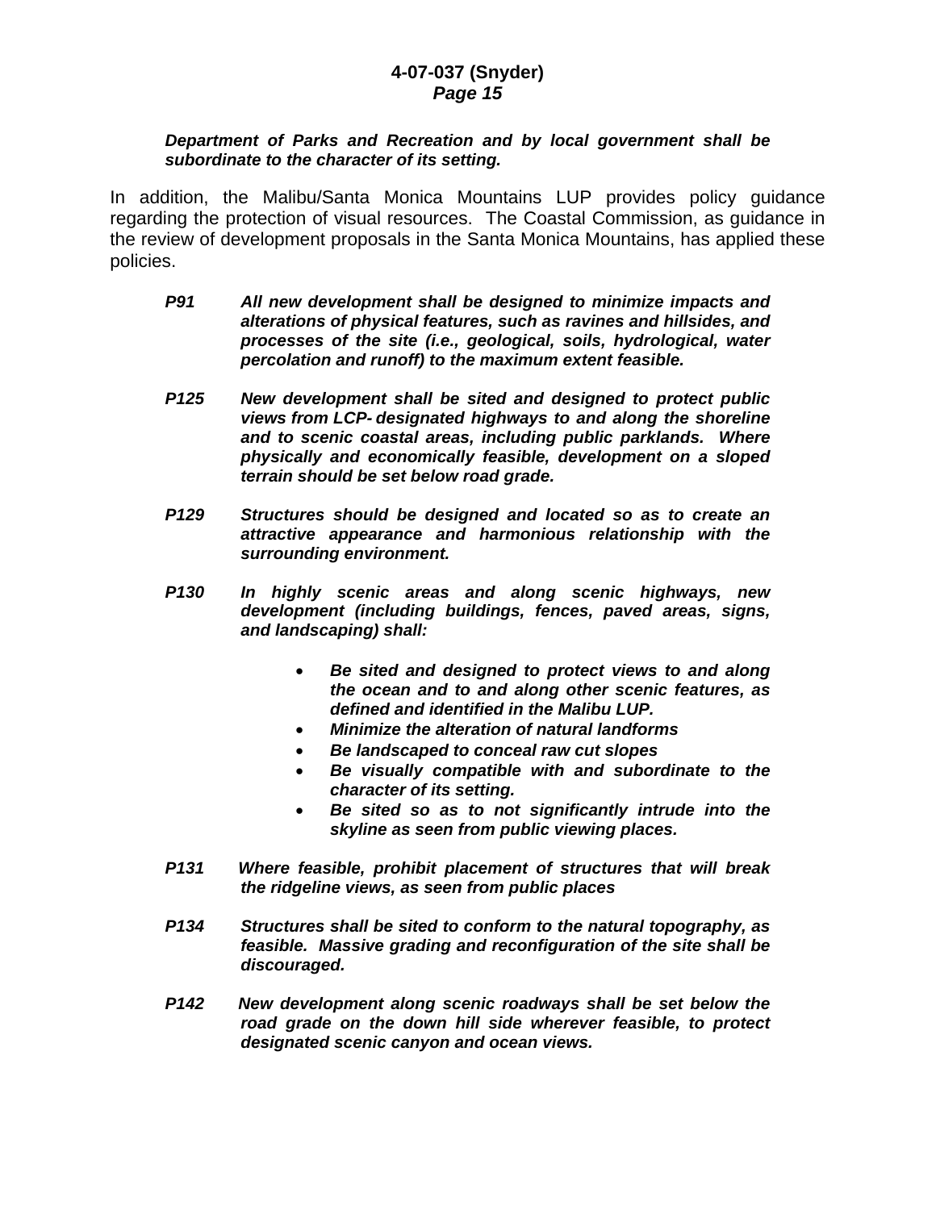***Department of Parks and Recreation and by local government shall be subordinate to the character of its setting.***

In addition, the Malibu/Santa Monica Mountains LUP provides policy guidance regarding the protection of visual resources. The Coastal Commission, as guidance in the review of development proposals in the Santa Monica Mountains, has applied these policies.

***P91*** ***All new development shall be designed to minimize impacts and alterations of physical features, such as ravines and hillsides, and processes of the site (i.e., geological, soils, hydrological, water percolation and runoff) to the maximum extent feasible.***

***P125*** ***New development shall be sited and designed to protect public views from LCP- designated highways to and along the shoreline and to scenic coastal areas, including public parklands. Where physically and economically feasible, development on a sloped terrain should be set below road grade.***

***P129*** ***Structures should be designed and located so as to create an attractive appearance and harmonious relationship with the surrounding environment.***

***P130*** ***In highly scenic areas and along scenic highways, new development (including buildings, fences, paved areas, signs, and landscaping) shall:***

- ***Be sited and designed to protect views to and along the ocean and to and along other scenic features, as defined and identified in the Malibu LUP.***
- ***Minimize the alteration of natural landforms***
- ***Be landscaped to conceal raw cut slopes***
- ***Be visually compatible with and subordinate to the character of its setting.***
- ***Be sited so as to not significantly intrude into the skyline as seen from public viewing places.***

***P131*** ***Where feasible, prohibit placement of structures that will break the ridgeline views, as seen from public places***

***P134*** ***Structures shall be sited to conform to the natural topography, as feasible. Massive grading and reconfiguration of the site shall be discouraged.***

***P142*** ***New development along scenic roadways shall be set below the road grade on the down hill side wherever feasible, to protect designated scenic canyon and ocean views.***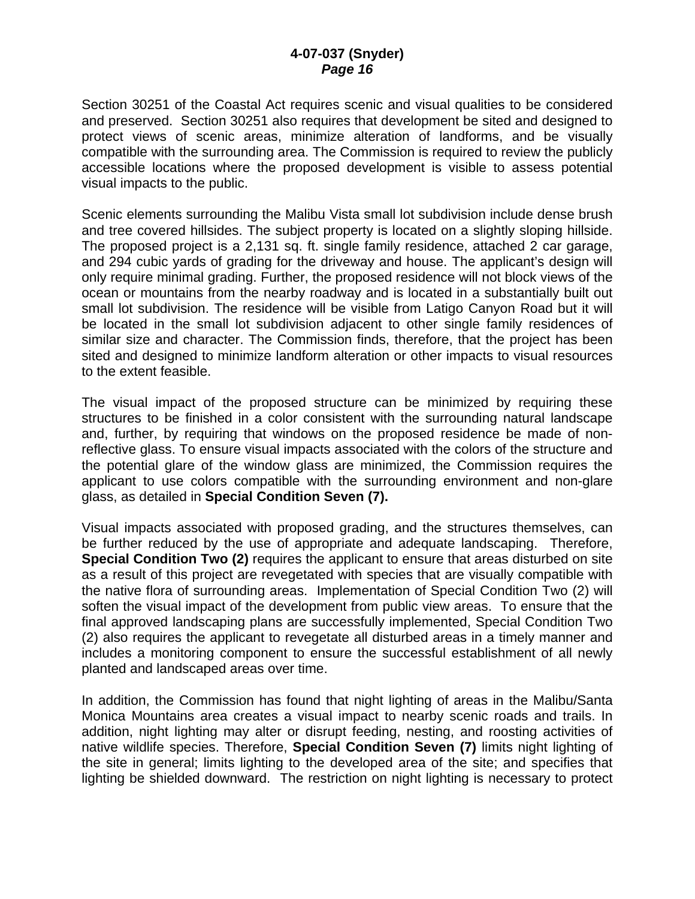Section 30251 of the Coastal Act requires scenic and visual qualities to be considered and preserved. Section 30251 also requires that development be sited and designed to protect views of scenic areas, minimize alteration of landforms, and be visually compatible with the surrounding area. The Commission is required to review the publicly accessible locations where the proposed development is visible to assess potential visual impacts to the public.

Scenic elements surrounding the Malibu Vista small lot subdivision include dense brush and tree covered hillsides. The subject property is located on a slightly sloping hillside. The proposed project is a 2,131 sq. ft. single family residence, attached 2 car garage, and 294 cubic yards of grading for the driveway and house. The applicant's design will only require minimal grading. Further, the proposed residence will not block views of the ocean or mountains from the nearby roadway and is located in a substantially built out small lot subdivision. The residence will be visible from Latigo Canyon Road but it will be located in the small lot subdivision adjacent to other single family residences of similar size and character. The Commission finds, therefore, that the project has been sited and designed to minimize landform alteration or other impacts to visual resources to the extent feasible.

The visual impact of the proposed structure can be minimized by requiring these structures to be finished in a color consistent with the surrounding natural landscape and, further, by requiring that windows on the proposed residence be made of non-reflective glass. To ensure visual impacts associated with the colors of the structure and the potential glare of the window glass are minimized, the Commission requires the applicant to use colors compatible with the surrounding environment and non-glare glass, as detailed in **Special Condition Seven (7).**

Visual impacts associated with proposed grading, and the structures themselves, can be further reduced by the use of appropriate and adequate landscaping. Therefore, **Special Condition Two (2)** requires the applicant to ensure that areas disturbed on site as a result of this project are revegetated with species that are visually compatible with the native flora of surrounding areas. Implementation of Special Condition Two (2) will soften the visual impact of the development from public view areas. To ensure that the final approved landscaping plans are successfully implemented, Special Condition Two (2) also requires the applicant to revegetate all disturbed areas in a timely manner and includes a monitoring component to ensure the successful establishment of all newly planted and landscaped areas over time.

In addition, the Commission has found that night lighting of areas in the Malibu/Santa Monica Mountains area creates a visual impact to nearby scenic roads and trails. In addition, night lighting may alter or disrupt feeding, nesting, and roosting activities of native wildlife species. Therefore, **Special Condition Seven (7)** limits night lighting of the site in general; limits lighting to the developed area of the site; and specifies that lighting be shielded downward. The restriction on night lighting is necessary to protect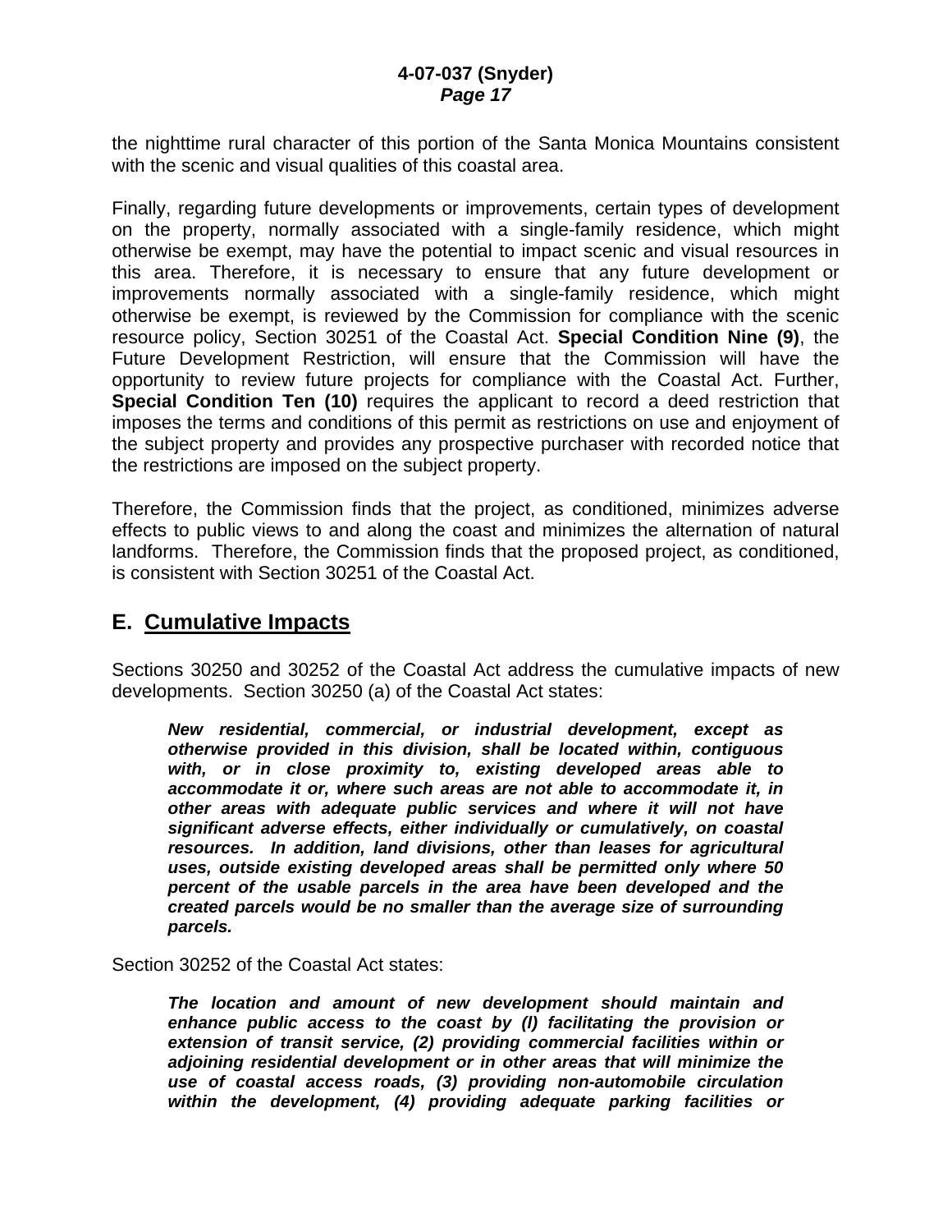the nighttime rural character of this portion of the Santa Monica Mountains consistent with the scenic and visual qualities of this coastal area.

Finally, regarding future developments or improvements, certain types of development on the property, normally associated with a single-family residence, which might otherwise be exempt, may have the potential to impact scenic and visual resources in this area. Therefore, it is necessary to ensure that any future development or improvements normally associated with a single-family residence, which might otherwise be exempt, is reviewed by the Commission for compliance with the scenic resource policy, Section 30251 of the Coastal Act. **Special Condition Nine (9)**, the Future Development Restriction, will ensure that the Commission will have the opportunity to review future projects for compliance with the Coastal Act. Further, **Special Condition Ten (10)** requires the applicant to record a deed restriction that imposes the terms and conditions of this permit as restrictions on use and enjoyment of the subject property and provides any prospective purchaser with recorded notice that the restrictions are imposed on the subject property.

Therefore, the Commission finds that the project, as conditioned, minimizes adverse effects to public views to and along the coast and minimizes the alternation of natural landforms. Therefore, the Commission finds that the proposed project, as conditioned, is consistent with Section 30251 of the Coastal Act.

## E. <u>Cumulative Impacts</u>

Sections 30250 and 30252 of the Coastal Act address the cumulative impacts of new developments. Section 30250 (a) of the Coastal Act states:

> ***New residential, commercial, or industrial development, except as otherwise provided in this division, shall be located within, contiguous with, or in close proximity to, existing developed areas able to accommodate it or, where such areas are not able to accommodate it, in other areas with adequate public services and where it will not have significant adverse effects, either individually or cumulatively, on coastal resources. In addition, land divisions, other than leases for agricultural uses, outside existing developed areas shall be permitted only where 50 percent of the usable parcels in the area have been developed and the created parcels would be no smaller than the average size of surrounding parcels.***

Section 30252 of the Coastal Act states:

> ***The location and amount of new development should maintain and enhance public access to the coast by (l) facilitating the provision or extension of transit service, (2) providing commercial facilities within or adjoining residential development or in other areas that will minimize the use of coastal access roads, (3) providing non-automobile circulation within the development, (4) providing adequate parking facilities or***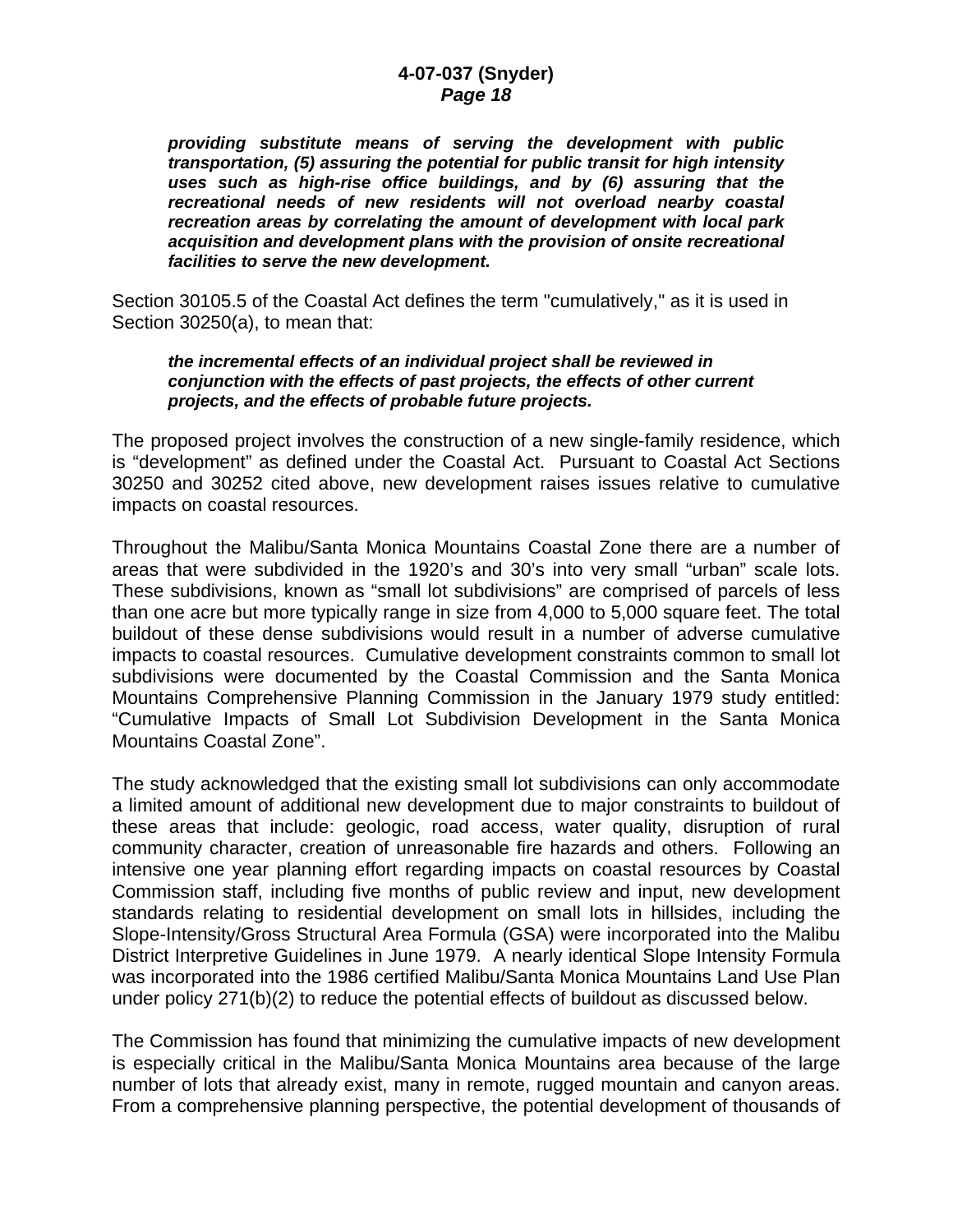***providing substitute means of serving the development with public transportation, (5) assuring the potential for public transit for high intensity uses such as high-rise office buildings, and by (6) assuring that the recreational needs of new residents will not overload nearby coastal recreation areas by correlating the amount of development with local park acquisition and development plans with the provision of onsite recreational facilities to serve the new development.***

Section 30105.5 of the Coastal Act defines the term "cumulatively," as it is used in Section 30250(a), to mean that:

> ***the incremental effects of an individual project shall be reviewed in conjunction with the effects of past projects, the effects of other current projects, and the effects of probable future projects.***

The proposed project involves the construction of a new single-family residence, which is "development" as defined under the Coastal Act. Pursuant to Coastal Act Sections 30250 and 30252 cited above, new development raises issues relative to cumulative impacts on coastal resources.

Throughout the Malibu/Santa Monica Mountains Coastal Zone there are a number of areas that were subdivided in the 1920's and 30's into very small "urban" scale lots. These subdivisions, known as "small lot subdivisions" are comprised of parcels of less than one acre but more typically range in size from 4,000 to 5,000 square feet. The total buildout of these dense subdivisions would result in a number of adverse cumulative impacts to coastal resources. Cumulative development constraints common to small lot subdivisions were documented by the Coastal Commission and the Santa Monica Mountains Comprehensive Planning Commission in the January 1979 study entitled: "Cumulative Impacts of Small Lot Subdivision Development in the Santa Monica Mountains Coastal Zone".

The study acknowledged that the existing small lot subdivisions can only accommodate a limited amount of additional new development due to major constraints to buildout of these areas that include: geologic, road access, water quality, disruption of rural community character, creation of unreasonable fire hazards and others. Following an intensive one year planning effort regarding impacts on coastal resources by Coastal Commission staff, including five months of public review and input, new development standards relating to residential development on small lots in hillsides, including the Slope-Intensity/Gross Structural Area Formula (GSA) were incorporated into the Malibu District Interpretive Guidelines in June 1979. A nearly identical Slope Intensity Formula was incorporated into the 1986 certified Malibu/Santa Monica Mountains Land Use Plan under policy 271(b)(2) to reduce the potential effects of buildout as discussed below.

The Commission has found that minimizing the cumulative impacts of new development is especially critical in the Malibu/Santa Monica Mountains area because of the large number of lots that already exist, many in remote, rugged mountain and canyon areas. From a comprehensive planning perspective, the potential development of thousands of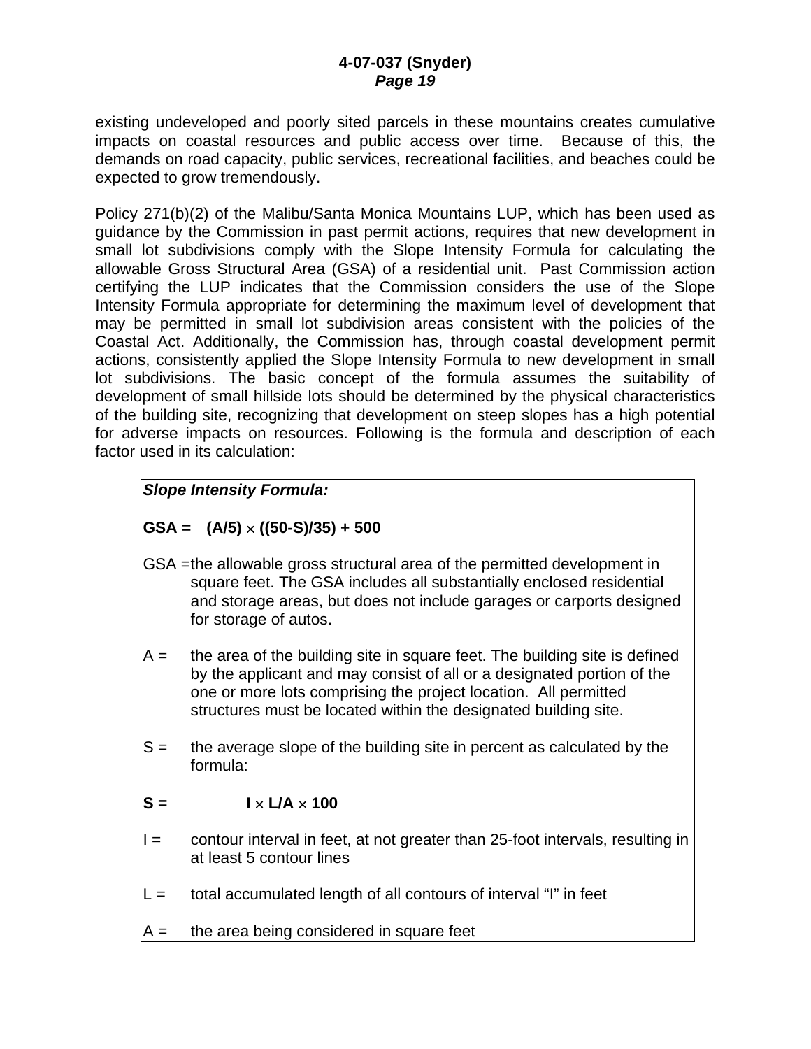existing undeveloped and poorly sited parcels in these mountains creates cumulative impacts on coastal resources and public access over time. Because of this, the demands on road capacity, public services, recreational facilities, and beaches could be expected to grow tremendously.

Policy 271(b)(2) of the Malibu/Santa Monica Mountains LUP, which has been used as guidance by the Commission in past permit actions, requires that new development in small lot subdivisions comply with the Slope Intensity Formula for calculating the allowable Gross Structural Area (GSA) of a residential unit. Past Commission action certifying the LUP indicates that the Commission considers the use of the Slope Intensity Formula appropriate for determining the maximum level of development that may be permitted in small lot subdivision areas consistent with the policies of the Coastal Act. Additionally, the Commission has, through coastal development permit actions, consistently applied the Slope Intensity Formula to new development in small lot subdivisions. The basic concept of the formula assumes the suitability of development of small hillside lots should be determined by the physical characteristics of the building site, recognizing that development on steep slopes has a high potential for adverse impacts on resources. Following is the formula and description of each factor used in its calculation:

***Slope Intensity Formula:***

**GSA =** $(A/5) \times ((50-S)/35) + 500$

GSA = the allowable gross structural area of the permitted development in square feet. The GSA includes all substantially enclosed residential and storage areas, but does not include garages or carports designed for storage of autos.

A = the area of the building site in square feet. The building site is defined by the applicant and may consist of all or a designated portion of the one or more lots comprising the project location. All permitted structures must be located within the designated building site.

S = the average slope of the building site in percent as calculated by the formula:

**S =** $I \times L/A \times 100$

I = contour interval in feet, at not greater than 25-foot intervals, resulting in at least 5 contour lines

L = total accumulated length of all contours of interval "I" in feet

A = the area being considered in square feet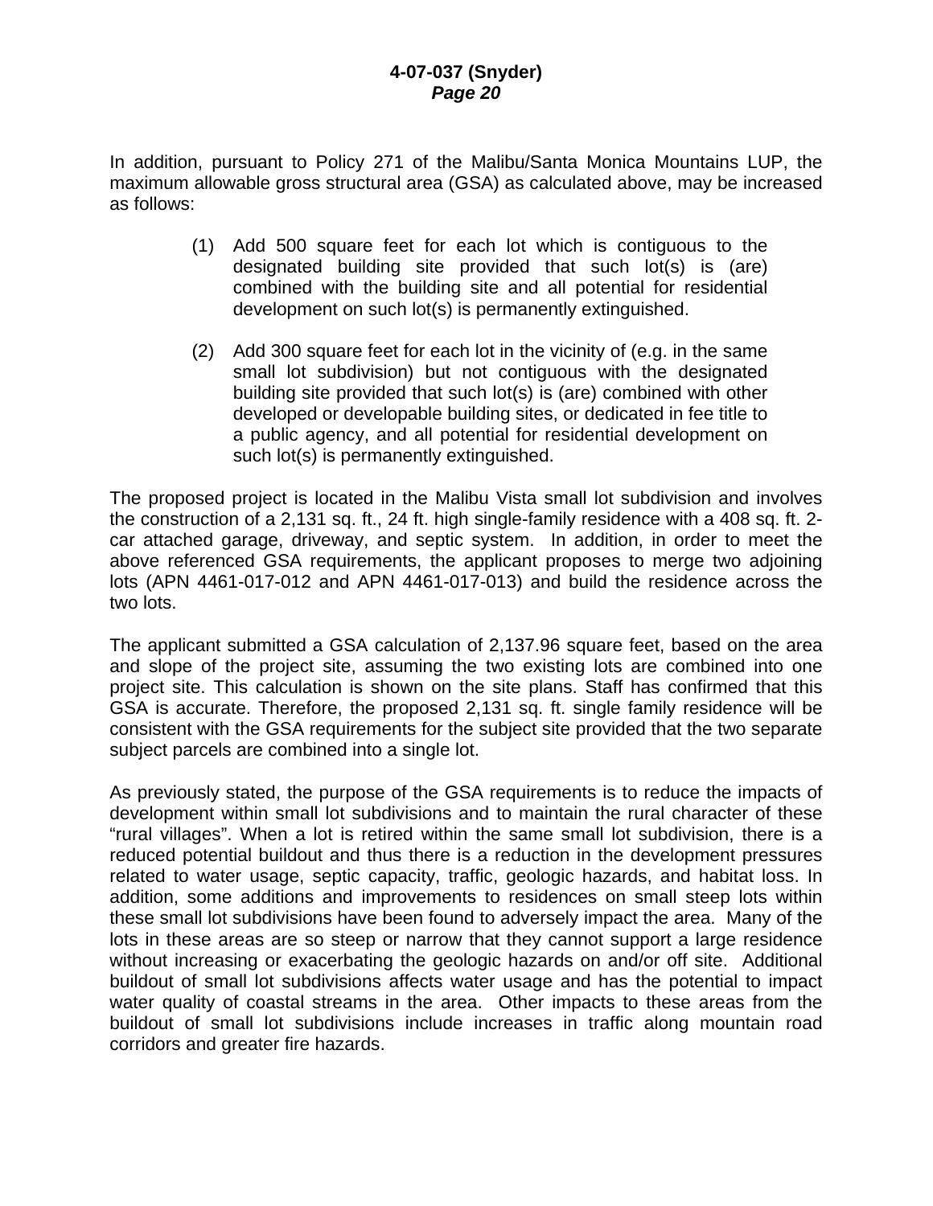In addition, pursuant to Policy 271 of the Malibu/Santa Monica Mountains LUP, the maximum allowable gross structural area (GSA) as calculated above, may be increased as follows:

> (1) Add 500 square feet for each lot which is contiguous to the designated building site provided that such lot(s) is (are) combined with the building site and all potential for residential development on such lot(s) is permanently extinguished.
>
> (2) Add 300 square feet for each lot in the vicinity of (e.g. in the same small lot subdivision) but not contiguous with the designated building site provided that such lot(s) is (are) combined with other developed or developable building sites, or dedicated in fee title to a public agency, and all potential for residential development on such lot(s) is permanently extinguished.

The proposed project is located in the Malibu Vista small lot subdivision and involves the construction of a 2,131 sq. ft., 24 ft. high single-family residence with a 408 sq. ft. 2-car attached garage, driveway, and septic system. In addition, in order to meet the above referenced GSA requirements, the applicant proposes to merge two adjoining lots (APN 4461-017-012 and APN 4461-017-013) and build the residence across the two lots.

The applicant submitted a GSA calculation of 2,137.96 square feet, based on the area and slope of the project site, assuming the two existing lots are combined into one project site. This calculation is shown on the site plans. Staff has confirmed that this GSA is accurate. Therefore, the proposed 2,131 sq. ft. single family residence will be consistent with the GSA requirements for the subject site provided that the two separate subject parcels are combined into a single lot.

As previously stated, the purpose of the GSA requirements is to reduce the impacts of development within small lot subdivisions and to maintain the rural character of these "rural villages". When a lot is retired within the same small lot subdivision, there is a reduced potential buildout and thus there is a reduction in the development pressures related to water usage, septic capacity, traffic, geologic hazards, and habitat loss. In addition, some additions and improvements to residences on small steep lots within these small lot subdivisions have been found to adversely impact the area. Many of the lots in these areas are so steep or narrow that they cannot support a large residence without increasing or exacerbating the geologic hazards on and/or off site. Additional buildout of small lot subdivisions affects water usage and has the potential to impact water quality of coastal streams in the area. Other impacts to these areas from the buildout of small lot subdivisions include increases in traffic along mountain road corridors and greater fire hazards.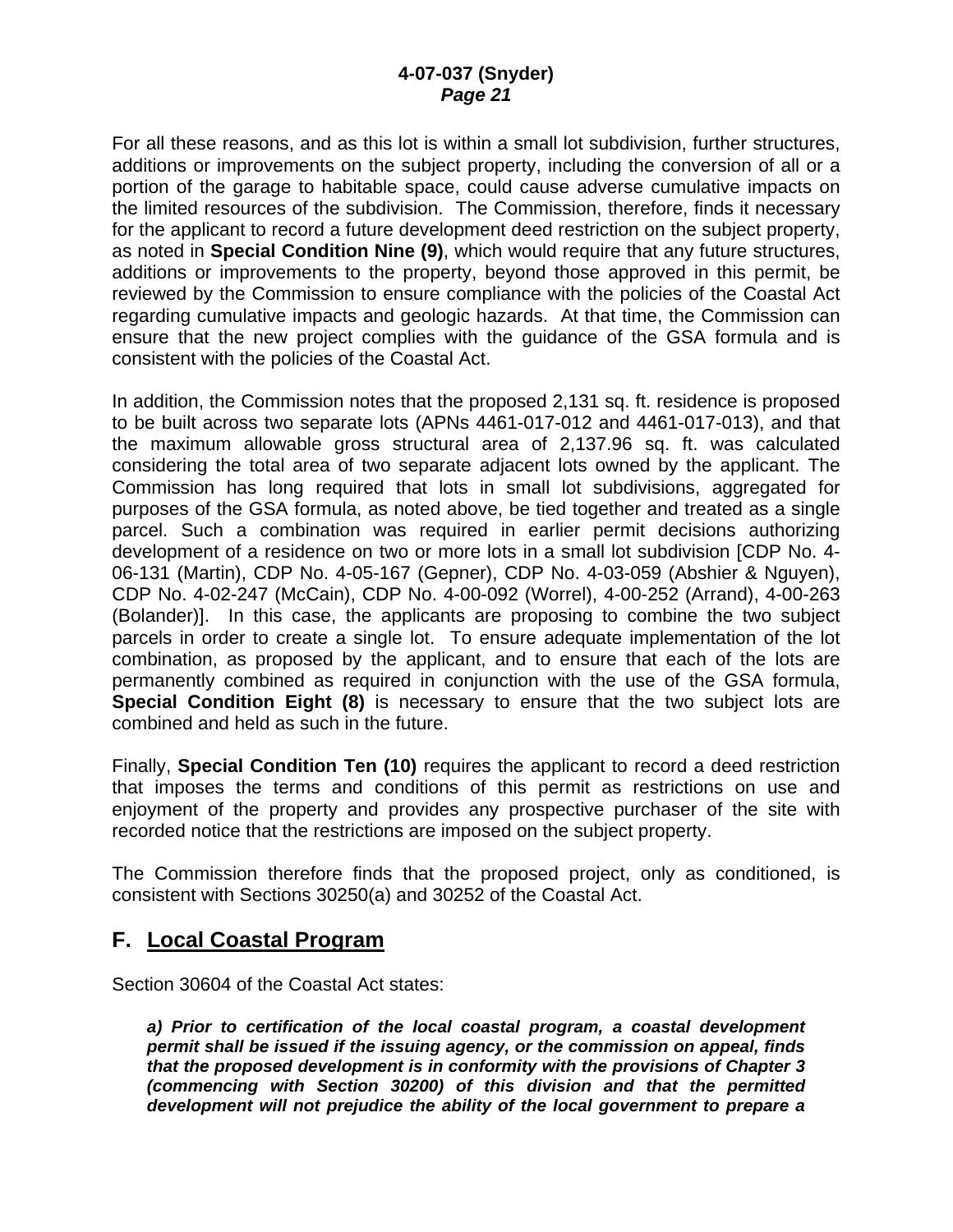For all these reasons, and as this lot is within a small lot subdivision, further structures, additions or improvements on the subject property, including the conversion of all or a portion of the garage to habitable space, could cause adverse cumulative impacts on the limited resources of the subdivision. The Commission, therefore, finds it necessary for the applicant to record a future development deed restriction on the subject property, as noted in **Special Condition Nine (9)**, which would require that any future structures, additions or improvements to the property, beyond those approved in this permit, be reviewed by the Commission to ensure compliance with the policies of the Coastal Act regarding cumulative impacts and geologic hazards. At that time, the Commission can ensure that the new project complies with the guidance of the GSA formula and is consistent with the policies of the Coastal Act.

In addition, the Commission notes that the proposed 2,131 sq. ft. residence is proposed to be built across two separate lots (APNs 4461-017-012 and 4461-017-013), and that the maximum allowable gross structural area of 2,137.96 sq. ft. was calculated considering the total area of two separate adjacent lots owned by the applicant. The Commission has long required that lots in small lot subdivisions, aggregated for purposes of the GSA formula, as noted above, be tied together and treated as a single parcel. Such a combination was required in earlier permit decisions authorizing development of a residence on two or more lots in a small lot subdivision [CDP No. 4-06-131 (Martin), CDP No. 4-05-167 (Gepner), CDP No. 4-03-059 (Abshier & Nguyen), CDP No. 4-02-247 (McCain), CDP No. 4-00-092 (Worrel), 4-00-252 (Arrand), 4-00-263 (Bolander)]. In this case, the applicants are proposing to combine the two subject parcels in order to create a single lot. To ensure adequate implementation of the lot combination, as proposed by the applicant, and to ensure that each of the lots are permanently combined as required in conjunction with the use of the GSA formula, **Special Condition Eight (8)** is necessary to ensure that the two subject lots are combined and held as such in the future.

Finally, **Special Condition Ten (10)** requires the applicant to record a deed restriction that imposes the terms and conditions of this permit as restrictions on use and enjoyment of the property and provides any prospective purchaser of the site with recorded notice that the restrictions are imposed on the subject property.

The Commission therefore finds that the proposed project, only as conditioned, is consistent with Sections 30250(a) and 30252 of the Coastal Act.

## F. Local Coastal Program

Section 30604 of the Coastal Act states:

> ***a) Prior to certification of the local coastal program, a coastal development permit shall be issued if the issuing agency, or the commission on appeal, finds that the proposed development is in conformity with the provisions of Chapter 3 (commencing with Section 30200) of this division and that the permitted development will not prejudice the ability of the local government to prepare a***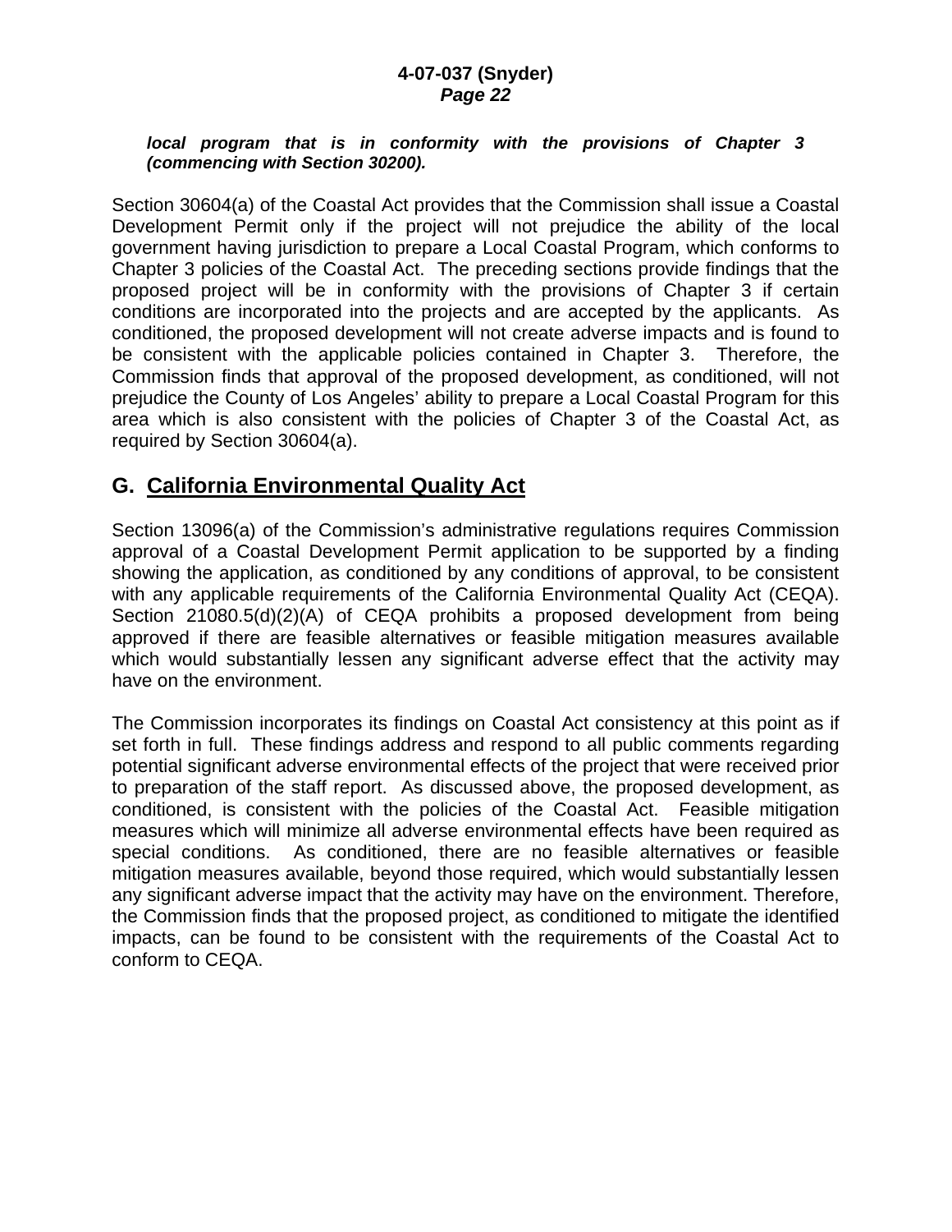*local program that is in conformity with the provisions of Chapter 3 (commencing with Section 30200).*

Section 30604(a) of the Coastal Act provides that the Commission shall issue a Coastal Development Permit only if the project will not prejudice the ability of the local government having jurisdiction to prepare a Local Coastal Program, which conforms to Chapter 3 policies of the Coastal Act. The preceding sections provide findings that the proposed project will be in conformity with the provisions of Chapter 3 if certain conditions are incorporated into the projects and are accepted by the applicants. As conditioned, the proposed development will not create adverse impacts and is found to be consistent with the applicable policies contained in Chapter 3. Therefore, the Commission finds that approval of the proposed development, as conditioned, will not prejudice the County of Los Angeles' ability to prepare a Local Coastal Program for this area which is also consistent with the policies of Chapter 3 of the Coastal Act, as required by Section 30604(a).

## G. California Environmental Quality Act

Section 13096(a) of the Commission's administrative regulations requires Commission approval of a Coastal Development Permit application to be supported by a finding showing the application, as conditioned by any conditions of approval, to be consistent with any applicable requirements of the California Environmental Quality Act (CEQA). Section 21080.5(d)(2)(A) of CEQA prohibits a proposed development from being approved if there are feasible alternatives or feasible mitigation measures available which would substantially lessen any significant adverse effect that the activity may have on the environment.

The Commission incorporates its findings on Coastal Act consistency at this point as if set forth in full. These findings address and respond to all public comments regarding potential significant adverse environmental effects of the project that were received prior to preparation of the staff report. As discussed above, the proposed development, as conditioned, is consistent with the policies of the Coastal Act. Feasible mitigation measures which will minimize all adverse environmental effects have been required as special conditions. As conditioned, there are no feasible alternatives or feasible mitigation measures available, beyond those required, which would substantially lessen any significant adverse impact that the activity may have on the environment. Therefore, the Commission finds that the proposed project, as conditioned to mitigate the identified impacts, can be found to be consistent with the requirements of the Coastal Act to conform to CEQA.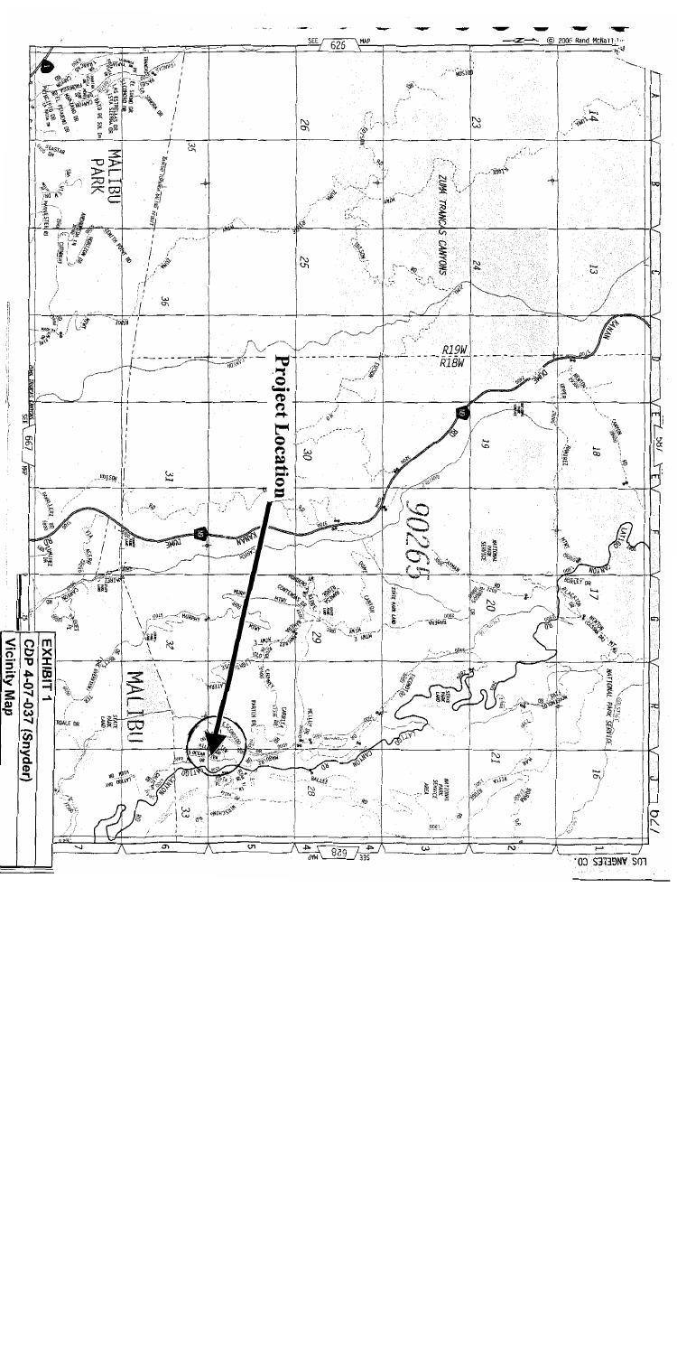**EXHIBIT 1**

**CDP 4-07-037 (Snyder)**

**Vicinity Map**

**Project Location**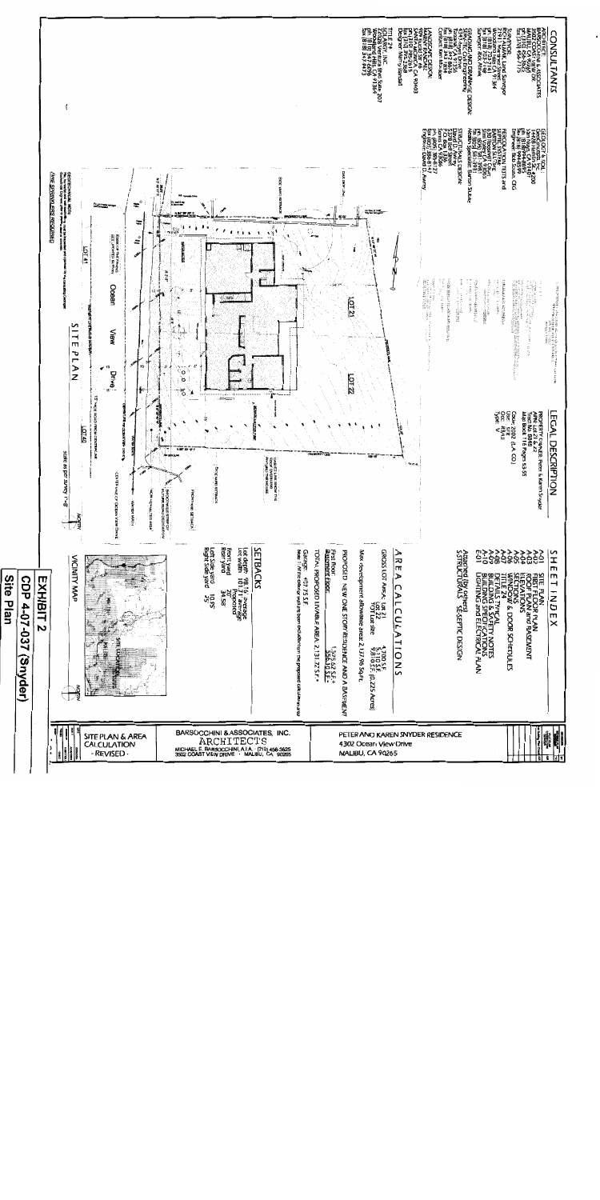## CONSULTANTS

ARCHITECT
BARSOCCHINI & ASSOCIATES
3502 Coast View Drive
Malibu, CA 90265
ph (310) 456-3625
fax (310) 456-7775

SURVEYOR
ROLF E. MARTENSON, P.L.S.
1811 Wilshire Blvd
Santa Monica, CA
ph (818) 753-1798
Surveyor: Rolf Martenson

GEOLOGY & SOIL
GeoConcepts, Inc.
Malibu, CA
ph (818) 994-8899
fax (818) 994-8599
Engineer: Bob Sousa, CEG

SEPTIC SYSTEM
Barton Slutske
Malibu, CA

LANDSCAPE DESIGN
Marny Randall
Santa Monica, CA 90403

STRUCTURAL ENGINEERING
David L. Avery
Simi Valley, CA

TITLE 24
SOLARGY, INC.
Woodland Hills, CA 91364
ph (818) 347-4465

## LEGAL DESCRIPTION

PROPERTY OWNER: Peter & Karen Snyder
Lot 21 & 22
Tract No. 6848
Map Book 116 Pages 53-55

Occ: R3
Const: V-N
Zone: RR (L.A. CO.)

## SHEET INDEX

- A01 SITE PLAN
- A02 FLOOR PLAN
- A03 ROOF PLAN and BASEMENT
- A04 ELEVATIONS
- A05 SECTIONS
- A06 WINDOW & DOOR SCHEDULES
- A07 DETAILS TYPICAL
- A08 TITLE 24
- A09 BUILDING SPECIFICATIONS
- A-10 BUILDING SAFETY NOTES
- E-01 LIGHTING and ELECTRICAL PLAN

Attached (by others):
STRUCTURALS, SEPTIC DESIGN

## AREA CALCULATIONS

GROSS LOT AREA: Lot 21 — 4,700 S.F.
Lot 22 — 5,110 S.F.
TOT Lot Size — 9,810 S.F. (0.225 Acres)

Max development allowable area: 2,137.96 Sq.Ft.

PROPOSED NEW ONE STORY RESIDENCE AND A BASEMENT

First Floor: 1,574.52 S.F.±
Basement Floor: 557.2 S.F.±

TOTAL PROPOSED LIVABLE AREA: 2,131.72 S.F.±

Garage: 457.75 S.F.

Note: 1) Attic/crawl space has been excluded from the proposed calculation area

## SETBACKS

Lot depth: 98' avg.
Lot width: 101.3' average

| | Required | Proposed |
|---|---|---|
| Front yard | 20' | |
| Rear yard | 15' | 34.58 |
| Left Side yard | | 10.75 |
| Right Side yard | | 25 |

## VICINITY MAP

## SITE PLAN

LOT 21 — LOT 22 — LOT 41 — LOT 40
Ocean View Drive

GEOTECHNICAL NOTE
ONE SPRINKLERS REQUIRED

SITE PLAN & AREA CALCULATION - REVISED -

BARSOCCHINI & ASSOCIATES, INC. ARCHITECTS
MICHAEL E. BARSOCCHINI, A.I.A. (310) 456-3625
3502 COAST VIEW DRIVE · MALIBU, CA 90265

PETER AND KAREN SNYDER RESIDENCE
4302 Ocean View Drive
MALIBU, CA 90265

**EXHIBIT 2**
**CDP 4-07-037 (Snyder)**
**Site Plan**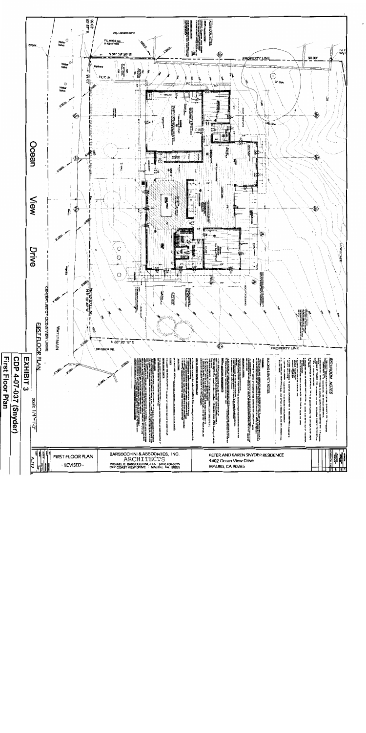# EXHIBIT 3

## CDP 4-07-037 (Snyder)

## First Floor Plan

FIRST FLOOR PLAN

scale 1/4"=1'-0"

Ocean View Drive

CENTERLINE OF OCEAN VIEW DRIVE

WATER MAIN

PROPERTY LINE

N 54° 59' 20" E

N 8° 00' 40" W

N 86° 20' 18" E

90.00'

96.03'

Adj. Concrete Drive

Fd. lead & tag in top of wall

Set rebar & cap

Water Valve

Hydrant

20" Oak

Drip Line

LANDSCAPE

BATHROOM NOTES

BUILDING & SAFETY NOTES

ADDITIONAL NOTES

FIRST FLOOR PLAN

- REVISED -

BARSOCCHINI & ASSOCIATES, INC.

ARCHITECTS

MICHAEL E. BARSOCCHINI, A.I.A. · (310) 456-3625

3502 COAST VIEW DRIVE · MALIBU, CA 90265

PETER AND KAREN SNYDER RESIDENCE

4302 Ocean View Drive

MALIBU, CA 90265

A-2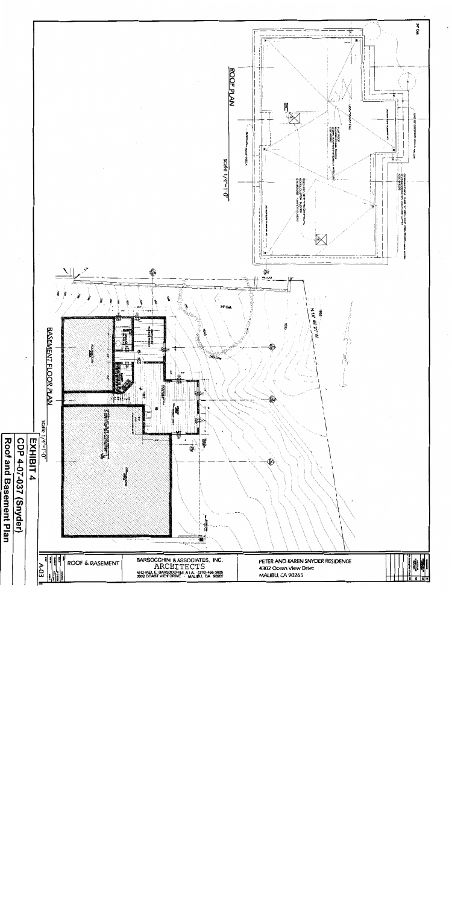## ROOF PLAN

scale 1/4"=1'-0"

## BASEMENT FLOOR PLAN

scale 1/4"=1'-0"

N 14° 48' 21" W

24" Oak

**EXHIBIT 4**
**CDP 4-07-037 (Snyder)**
**Roof and Basement Plan**

ROOF & BASEMENT

A-03

BARSOCCHINI & ASSOCIATES, INC.
ARCHITECTS
MICHAEL E. BARSOCCHINI, A.I.A. (310) 456-3625
3502 COAST VIEW DRIVE MALIBU, CA 90265

PETER AND KAREN SNYDER RESIDENCE
4302 Ocean View Drive
MALIBU, CA 90265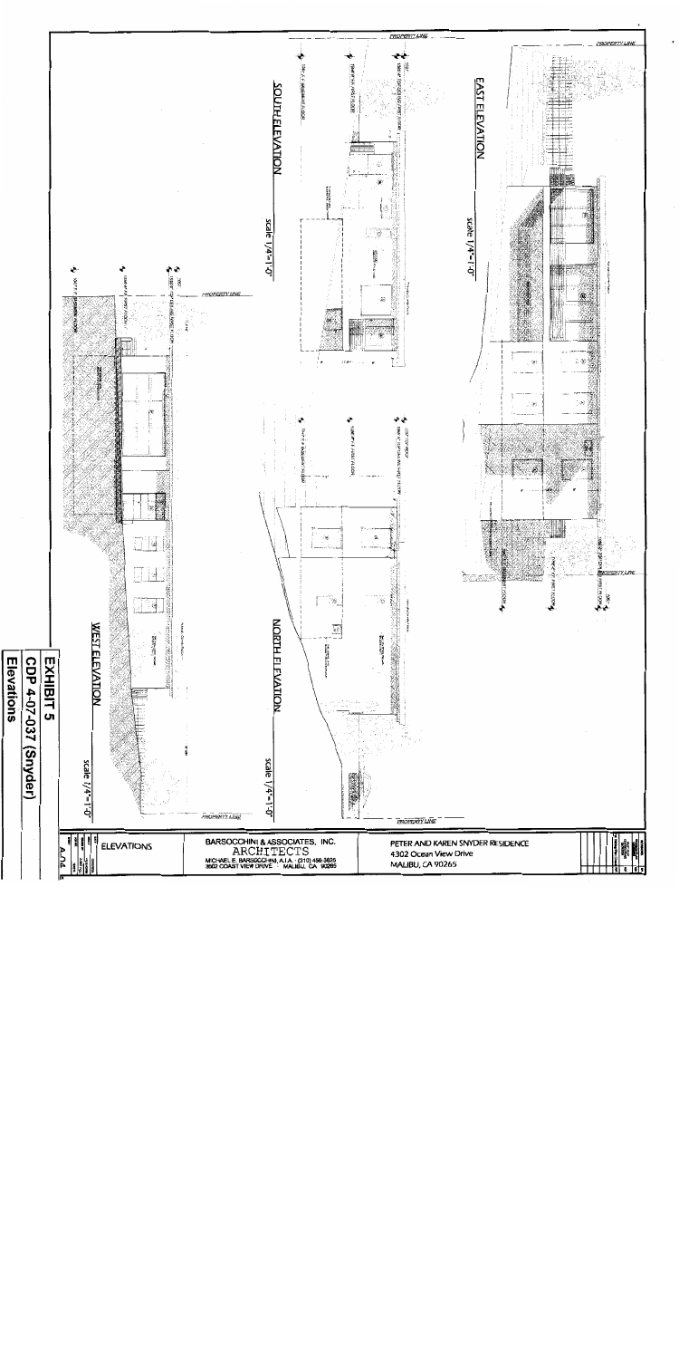# EXHIBIT 5

**CDP 4-07-037 (Snyder)**

**Elevations**

EAST ELEVATION

scale 1/4"=1'-0"

SOUTH ELEVATION

scale 1/4"=1'-0"

NORTH ELEVATION

scale 1/4"=1'-0"

WEST ELEVATION

scale 1/4"=1'-0"

PROPERTY LINE

ELEVATIONS

BARSOCCHINI & ASSOCIATES, INC.
ARCHITECTS
MICHAEL E. BARSOCCHINI, A.I.A. · (310) 456-3626
3502 COAST VIEW DRIVE MALIBU, CA 90265

PETER AND KAREN SNYDER RESIDENCE
4302 Ocean View Drive
MALIBU, CA 90265

A.04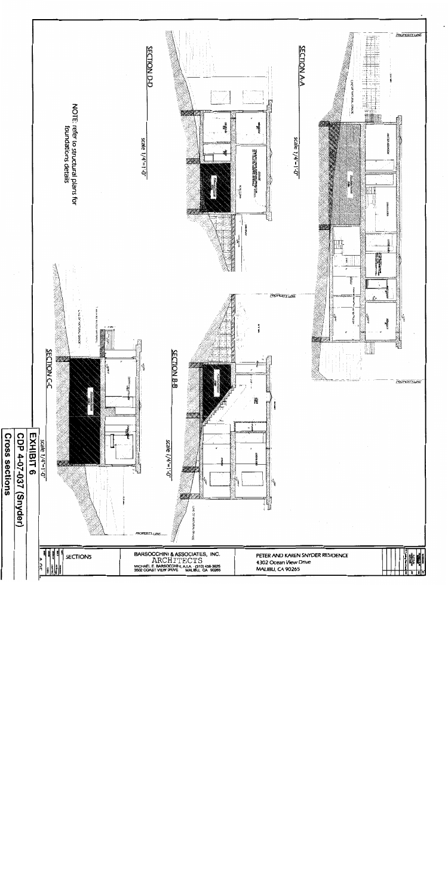EXHIBIT 6

CDP 4-07-037 (Snyder)

Cross sections

SECTION A-A

scale 1/4"=1'-0"

PROPERTY LINE

LINE OF NATURAL GRADE

SECTION D-D

scale 1/4"=1'-0"

NOTE: refer to structural plans for foundations details

SECTION B-B

scale 1/4"=1'-0"

LINE OF NATURAL GRADE

SECTION C-C

scale 1/4"=1'-0"

PROPERTY LINE

SECTIONS

BARSOCCHINI & ASSOCIATES, INC.
ARCHITECTS
MICHAEL E. BARSOCCHINI, A.I.A. (310) 456-3625
3502 COAST VIEW DRIVE MALIBU, CA 90265

PETER AND KAREN SNYDER RESIDENCE
4302 Ocean View Drive
MALIBU, CA 90265